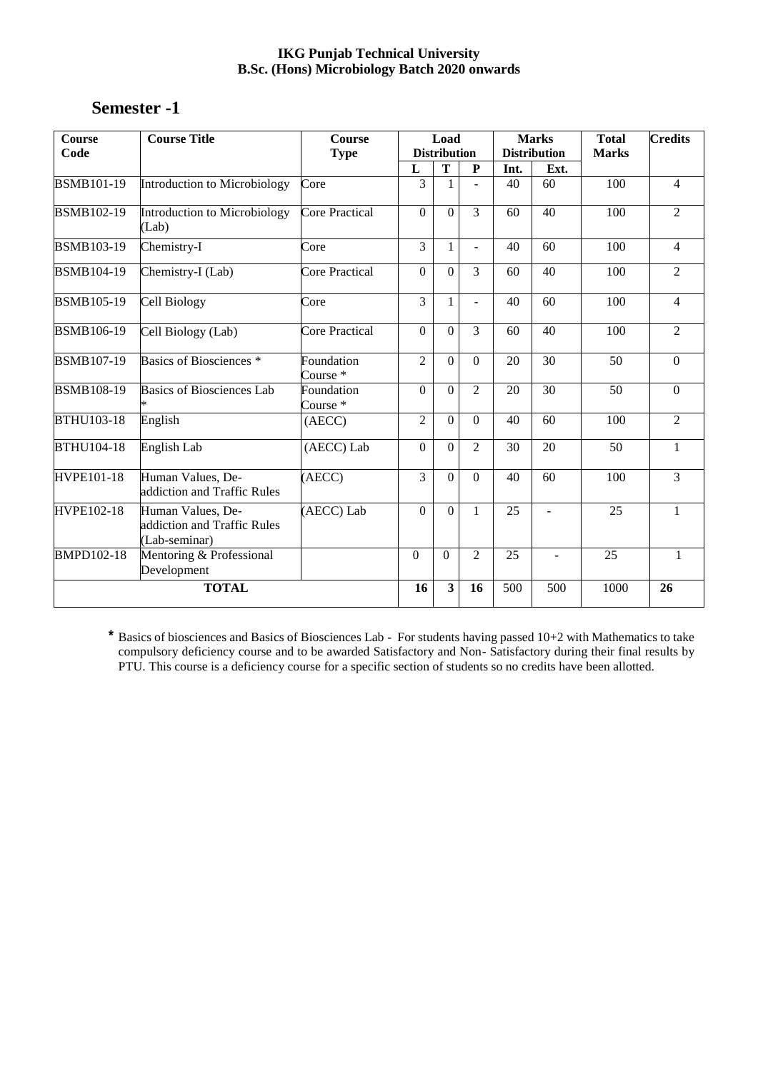**IKG Punjab Technical University**
**B.Sc. (Hons) Microbiology Batch 2020 onwards**

# Semester -1

| Course Code | Course Title | Course Type | Load Distribution | | | Marks Distribution | | Total Marks | Credits |
|---|---|---|---|---|---|---|---|---|---|
| | | | L | T | P | Int. | Ext. | | |
| BSMB101-19 | Introduction to Microbiology | Core | 3 | 1 | - | 40 | 60 | 100 | 4 |
| BSMB102-19 | Introduction to Microbiology (Lab) | Core Practical | 0 | 0 | 3 | 60 | 40 | 100 | 2 |
| BSMB103-19 | Chemistry-I | Core | 3 | 1 | - | 40 | 60 | 100 | 4 |
| BSMB104-19 | Chemistry-I (Lab) | Core Practical | 0 | 0 | 3 | 60 | 40 | 100 | 2 |
| BSMB105-19 | Cell Biology | Core | 3 | 1 | - | 40 | 60 | 100 | 4 |
| BSMB106-19 | Cell Biology (Lab) | Core Practical | 0 | 0 | 3 | 60 | 40 | 100 | 2 |
| BSMB107-19 | Basics of Biosciences * | Foundation Course * | 2 | 0 | 0 | 20 | 30 | 50 | 0 |
| BSMB108-19 | Basics of Biosciences Lab * | Foundation Course * | 0 | 0 | 2 | 20 | 30 | 50 | 0 |
| BTHU103-18 | English | (AECC) | 2 | 0 | 0 | 40 | 60 | 100 | 2 |
| BTHU104-18 | English Lab | (AECC) Lab | 0 | 0 | 2 | 30 | 20 | 50 | 1 |
| HVPE101-18 | Human Values, De-addiction and Traffic Rules | (AECC) | 3 | 0 | 0 | 40 | 60 | 100 | 3 |
| HVPE102-18 | Human Values, De-addiction and Traffic Rules (Lab-seminar) | (AECC) Lab | 0 | 0 | 1 | 25 | - | 25 | 1 |
| BMPD102-18 | Mentoring & Professional Development | | 0 | 0 | 2 | 25 | - | 25 | 1 |
| **TOTAL** | | | **16** | **3** | **16** | 500 | 500 | 1000 | **26** |

**\*** Basics of biosciences and Basics of Biosciences Lab - For students having passed 10+2 with Mathematics to take compulsory deficiency course and to be awarded Satisfactory and Non- Satisfactory during their final results by PTU. This course is a deficiency course for a specific section of students so no credits have been allotted.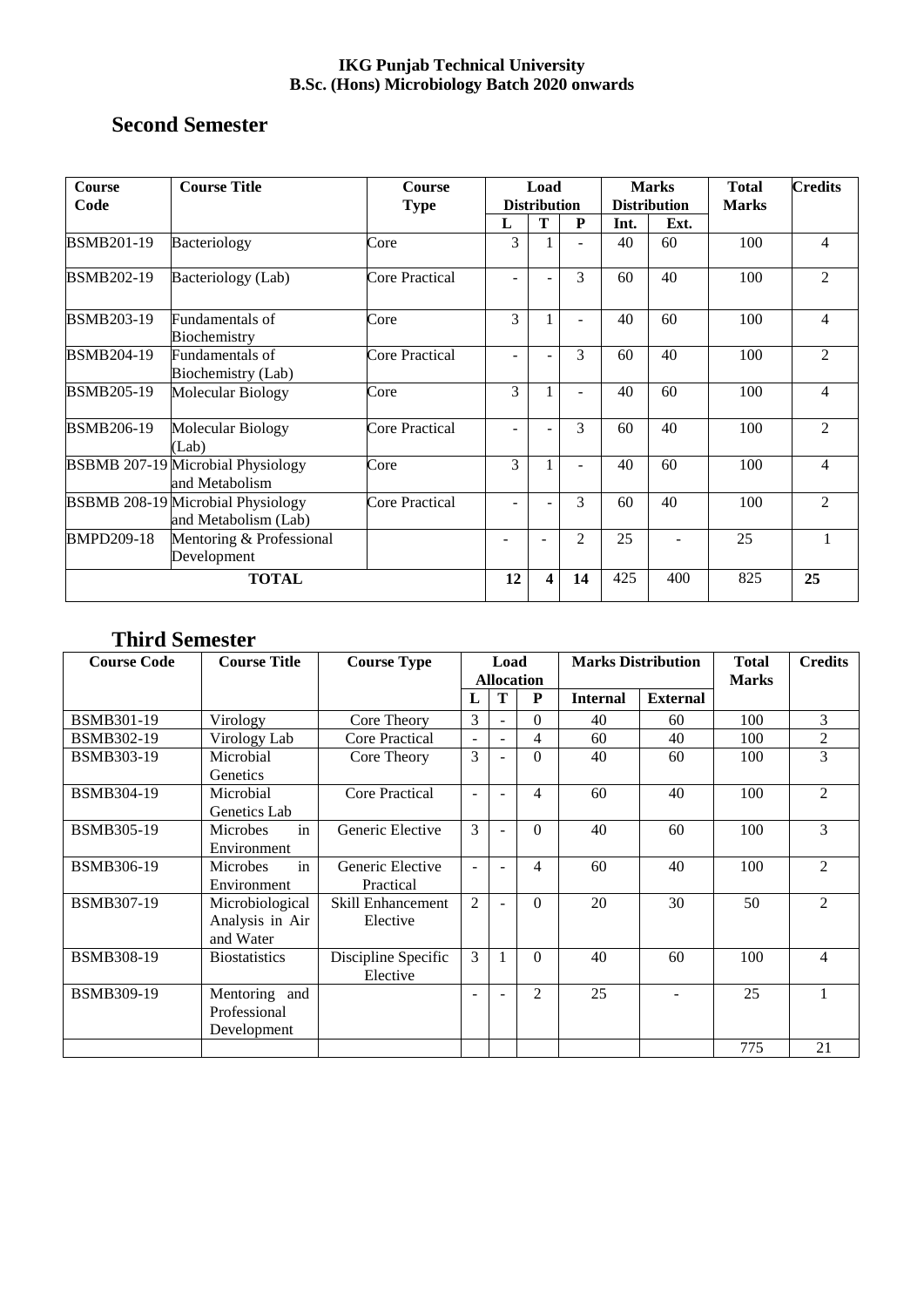**IKG Punjab Technical University**
**B.Sc. (Hons) Microbiology Batch 2020 onwards**

## Second Semester

| Course Code | Course Title | Course Type | Load Distribution | | | Marks Distribution | | Total Marks | Credits |
|---|---|---|---|---|---|---|---|---|---|
| | | | L | T | P | Int. | Ext. | | |
| BSMB201-19 | Bacteriology | Core | 3 | 1 | - | 40 | 60 | 100 | 4 |
| BSMB202-19 | Bacteriology (Lab) | Core Practical | - | - | 3 | 60 | 40 | 100 | 2 |
| BSMB203-19 | Fundamentals of Biochemistry | Core | 3 | 1 | - | 40 | 60 | 100 | 4 |
| BSMB204-19 | Fundamentals of Biochemistry (Lab) | Core Practical | - | - | 3 | 60 | 40 | 100 | 2 |
| BSMB205-19 | Molecular Biology | Core | 3 | 1 | - | 40 | 60 | 100 | 4 |
| BSMB206-19 | Molecular Biology (Lab) | Core Practical | - | - | 3 | 60 | 40 | 100 | 2 |
| BSBMB 207-19 | Microbial Physiology and Metabolism | Core | 3 | 1 | - | 40 | 60 | 100 | 4 |
| BSBMB 208-19 | Microbial Physiology and Metabolism (Lab) | Core Practical | - | - | 3 | 60 | 40 | 100 | 2 |
| BMPD209-18 | Mentoring & Professional Development | | - | - | 2 | 25 | - | 25 | 1 |
| **TOTAL** | | | **12** | **4** | **14** | 425 | 400 | 825 | **25** |

## Third Semester

| Course Code | Course Title | Course Type | Load Allocation | | | Marks Distribution | | Total Marks | Credits |
|---|---|---|---|---|---|---|---|---|---|
| | | | L | T | P | Internal | External | | |
| BSMB301-19 | Virology | Core Theory | 3 | - | 0 | 40 | 60 | 100 | 3 |
| BSMB302-19 | Virology Lab | Core Practical | - | - | 4 | 60 | 40 | 100 | 2 |
| BSMB303-19 | Microbial Genetics | Core Theory | 3 | - | 0 | 40 | 60 | 100 | 3 |
| BSMB304-19 | Microbial Genetics Lab | Core Practical | - | - | 4 | 60 | 40 | 100 | 2 |
| BSMB305-19 | Microbes in Environment | Generic Elective | 3 | - | 0 | 40 | 60 | 100 | 3 |
| BSMB306-19 | Microbes in Environment | Generic Elective Practical | - | - | 4 | 60 | 40 | 100 | 2 |
| BSMB307-19 | Microbiological Analysis in Air and Water | Skill Enhancement Elective | 2 | - | 0 | 20 | 30 | 50 | 2 |
| BSMB308-19 | Biostatistics | Discipline Specific Elective | 3 | 1 | 0 | 40 | 60 | 100 | 4 |
| BSMB309-19 | Mentoring and Professional Development | | - | - | 2 | 25 | - | 25 | 1 |
| | | | | | | | | 775 | 21 |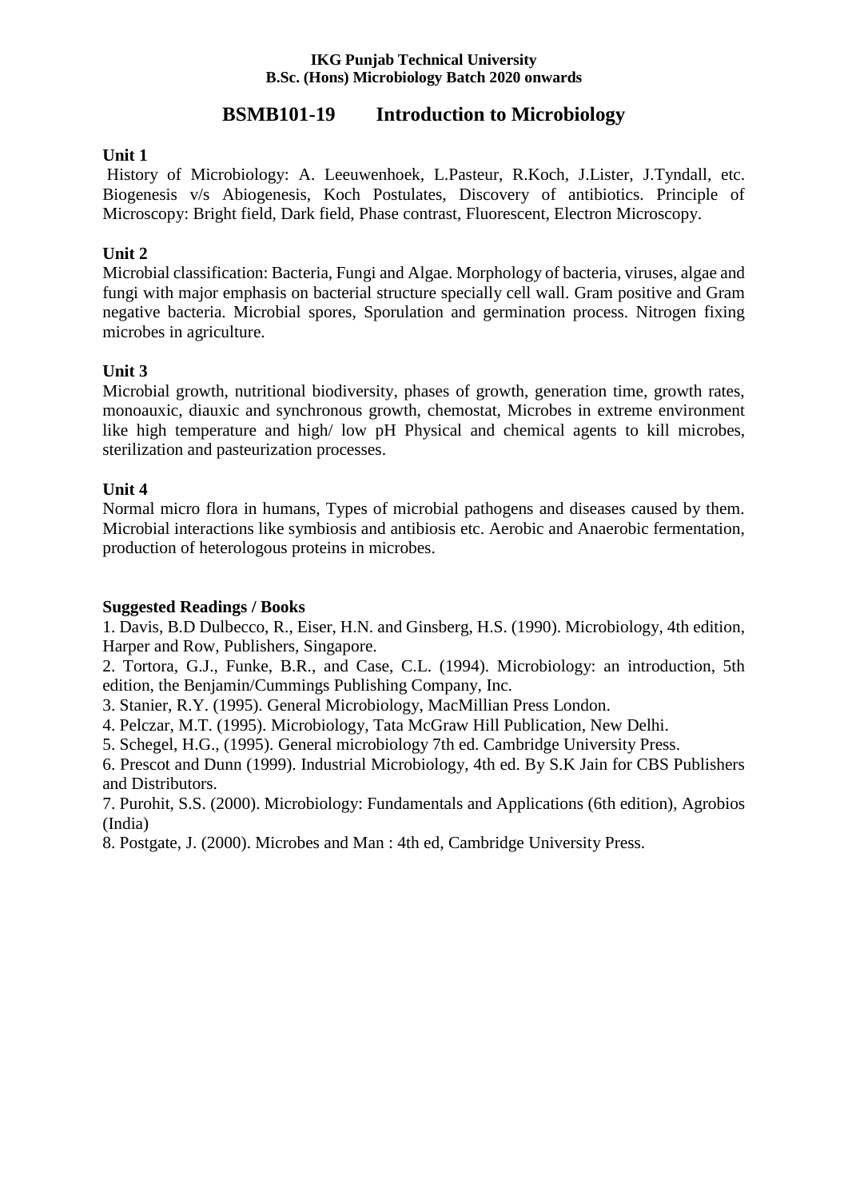**IKG Punjab Technical University**
**B.Sc. (Hons) Microbiology Batch 2020 onwards**

# BSMB101-19 Introduction to Microbiology

**Unit 1**

History of Microbiology: A. Leeuwenhoek, L.Pasteur, R.Koch, J.Lister, J.Tyndall, etc. Biogenesis v/s Abiogenesis, Koch Postulates, Discovery of antibiotics. Principle of Microscopy: Bright field, Dark field, Phase contrast, Fluorescent, Electron Microscopy.

**Unit 2**

Microbial classification: Bacteria, Fungi and Algae. Morphology of bacteria, viruses, algae and fungi with major emphasis on bacterial structure specially cell wall. Gram positive and Gram negative bacteria. Microbial spores, Sporulation and germination process. Nitrogen fixing microbes in agriculture.

**Unit 3**

Microbial growth, nutritional biodiversity, phases of growth, generation time, growth rates, monoauxic, diauxic and synchronous growth, chemostat, Microbes in extreme environment like high temperature and high/ low pH Physical and chemical agents to kill microbes, sterilization and pasteurization processes.

**Unit 4**

Normal micro flora in humans, Types of microbial pathogens and diseases caused by them. Microbial interactions like symbiosis and antibiosis etc. Aerobic and Anaerobic fermentation, production of heterologous proteins in microbes.

**Suggested Readings / Books**

1. Davis, B.D Dulbecco, R., Eiser, H.N. and Ginsberg, H.S. (1990). Microbiology, 4th edition, Harper and Row, Publishers, Singapore.
2. Tortora, G.J., Funke, B.R., and Case, C.L. (1994). Microbiology: an introduction, 5th edition, the Benjamin/Cummings Publishing Company, Inc.
3. Stanier, R.Y. (1995). General Microbiology, MacMillian Press London.
4. Pelczar, M.T. (1995). Microbiology, Tata McGraw Hill Publication, New Delhi.
5. Schegel, H.G., (1995). General microbiology 7th ed. Cambridge University Press.
6. Prescot and Dunn (1999). Industrial Microbiology, 4th ed. By S.K Jain for CBS Publishers and Distributors.
7. Purohit, S.S. (2000). Microbiology: Fundamentals and Applications (6th edition), Agrobios (India)
8. Postgate, J. (2000). Microbes and Man : 4th ed, Cambridge University Press.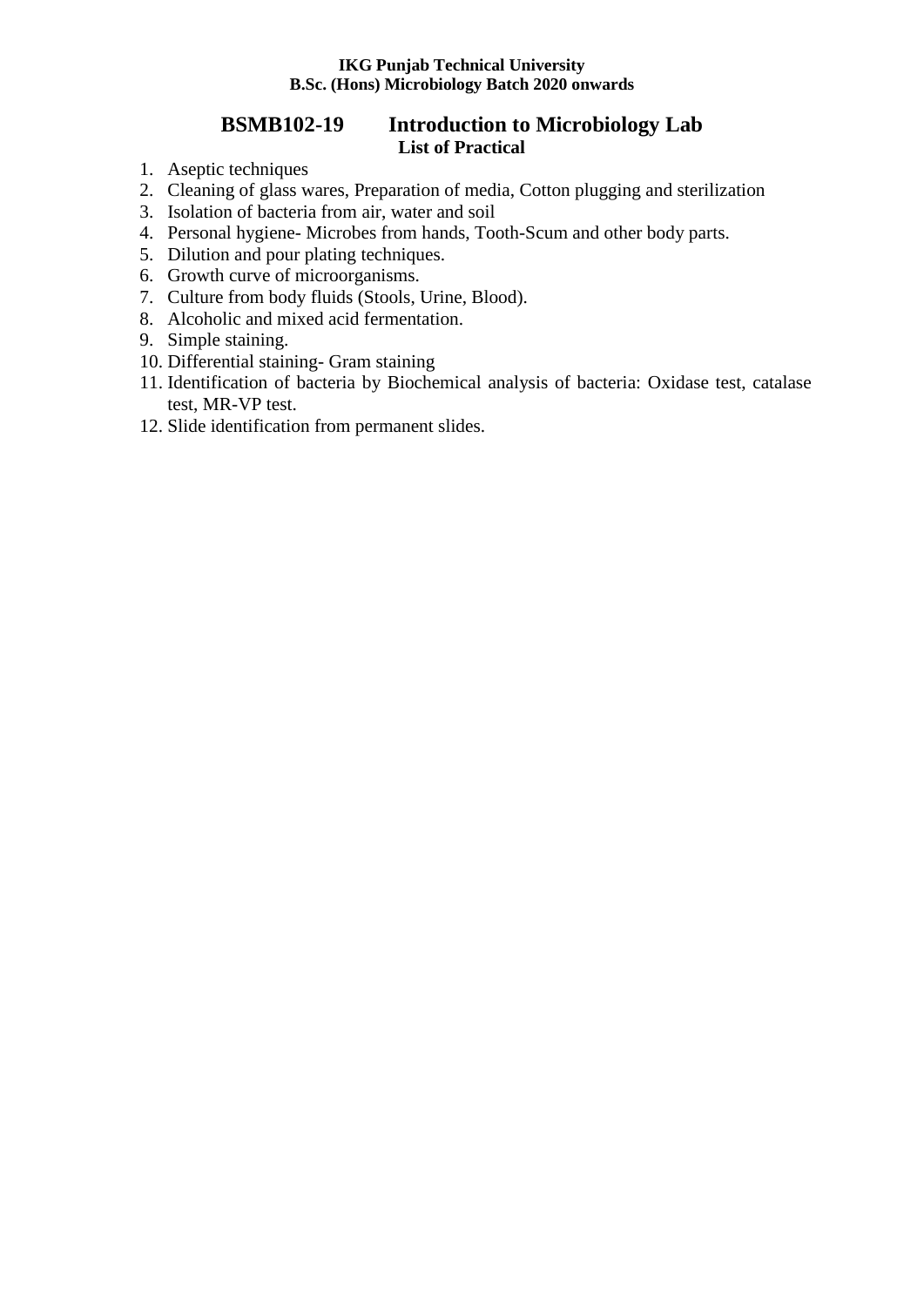## BSMB102-19 Introduction to Microbiology Lab

### List of Practical

1. Aseptic techniques
2. Cleaning of glass wares, Preparation of media, Cotton plugging and sterilization
3. Isolation of bacteria from air, water and soil
4. Personal hygiene- Microbes from hands, Tooth-Scum and other body parts.
5. Dilution and pour plating techniques.
6. Growth curve of microorganisms.
7. Culture from body fluids (Stools, Urine, Blood).
8. Alcoholic and mixed acid fermentation.
9. Simple staining.
10. Differential staining- Gram staining
11. Identification of bacteria by Biochemical analysis of bacteria: Oxidase test, catalase test, MR-VP test.
12. Slide identification from permanent slides.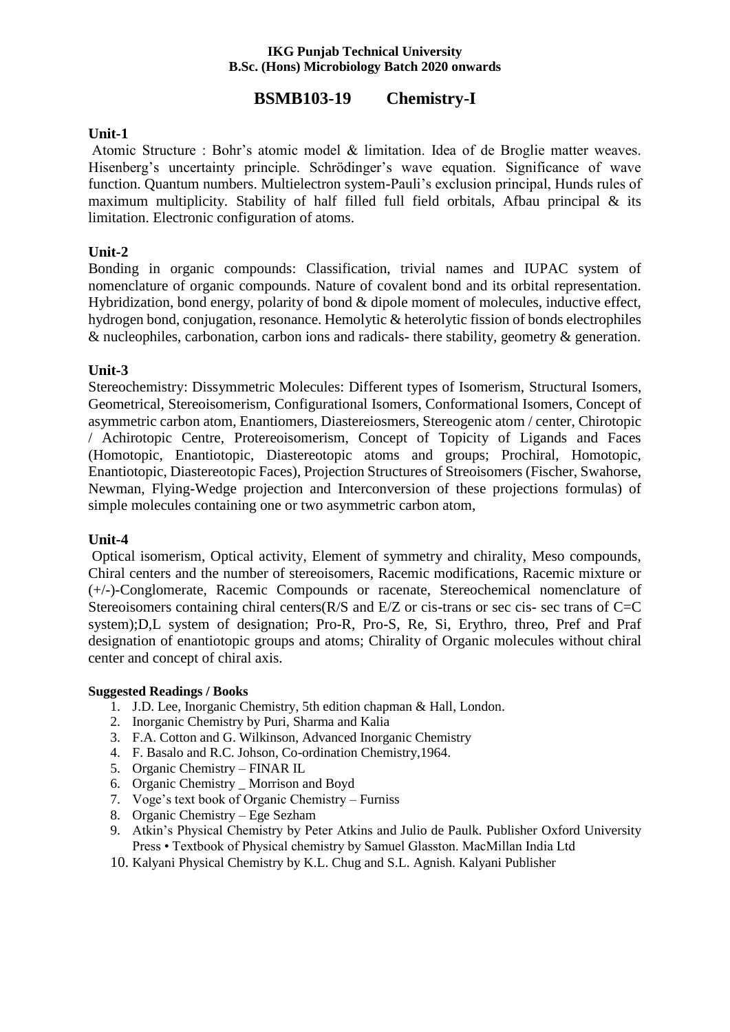**IKG Punjab Technical University**
**B.Sc. (Hons) Microbiology Batch 2020 onwards**

# BSMB103-19 Chemistry-I

## Unit-1

Atomic Structure : Bohr's atomic model & limitation. Idea of de Broglie matter weaves. Hisenberg's uncertainty principle. Schrödinger's wave equation. Significance of wave function. Quantum numbers. Multielectron system-Pauli's exclusion principal, Hunds rules of maximum multiplicity. Stability of half filled full field orbitals, Afbau principal & its limitation. Electronic configuration of atoms.

## Unit-2

Bonding in organic compounds: Classification, trivial names and IUPAC system of nomenclature of organic compounds. Nature of covalent bond and its orbital representation. Hybridization, bond energy, polarity of bond & dipole moment of molecules, inductive effect, hydrogen bond, conjugation, resonance. Hemolytic & heterolytic fission of bonds electrophiles & nucleophiles, carbonation, carbon ions and radicals- there stability, geometry & generation.

## Unit-3

Stereochemistry: Dissymmetric Molecules: Different types of Isomerism, Structural Isomers, Geometrical, Stereoisomerism, Configurational Isomers, Conformational Isomers, Concept of asymmetric carbon atom, Enantiomers, Diastereiosmers, Stereogenic atom / center, Chirotopic / Achirotopic Centre, Protereoisomerism, Concept of Topicity of Ligands and Faces (Homotopic, Enantiotopic, Diastereotopic atoms and groups; Prochiral, Homotopic, Enantiotopic, Diastereotopic Faces), Projection Structures of Streoisomers (Fischer, Swahorse, Newman, Flying-Wedge projection and Interconversion of these projections formulas) of simple molecules containing one or two asymmetric carbon atom,

## Unit-4

Optical isomerism, Optical activity, Element of symmetry and chirality, Meso compounds, Chiral centers and the number of stereoisomers, Racemic modifications, Racemic mixture or (+/-)-Conglomerate, Racemic Compounds or racenate, Stereochemical nomenclature of Stereoisomers containing chiral centers(R/S and E/Z or cis-trans or sec cis- sec trans of C=C system);D,L system of designation; Pro-R, Pro-S, Re, Si, Erythro, threo, Pref and Praf designation of enantiotopic groups and atoms; Chirality of Organic molecules without chiral center and concept of chiral axis.

**Suggested Readings / Books**

1. J.D. Lee, Inorganic Chemistry, 5th edition chapman & Hall, London.
2. Inorganic Chemistry by Puri, Sharma and Kalia
3. F.A. Cotton and G. Wilkinson, Advanced Inorganic Chemistry
4. F. Basalo and R.C. Johson, Co-ordination Chemistry,1964.
5. Organic Chemistry – FINAR IL
6. Organic Chemistry _ Morrison and Boyd
7. Voge's text book of Organic Chemistry – Furniss
8. Organic Chemistry – Ege Sezham
9. Atkin's Physical Chemistry by Peter Atkins and Julio de Paulk. Publisher Oxford University Press • Textbook of Physical chemistry by Samuel Glasston. MacMillan India Ltd
10. Kalyani Physical Chemistry by K.L. Chug and S.L. Agnish. Kalyani Publisher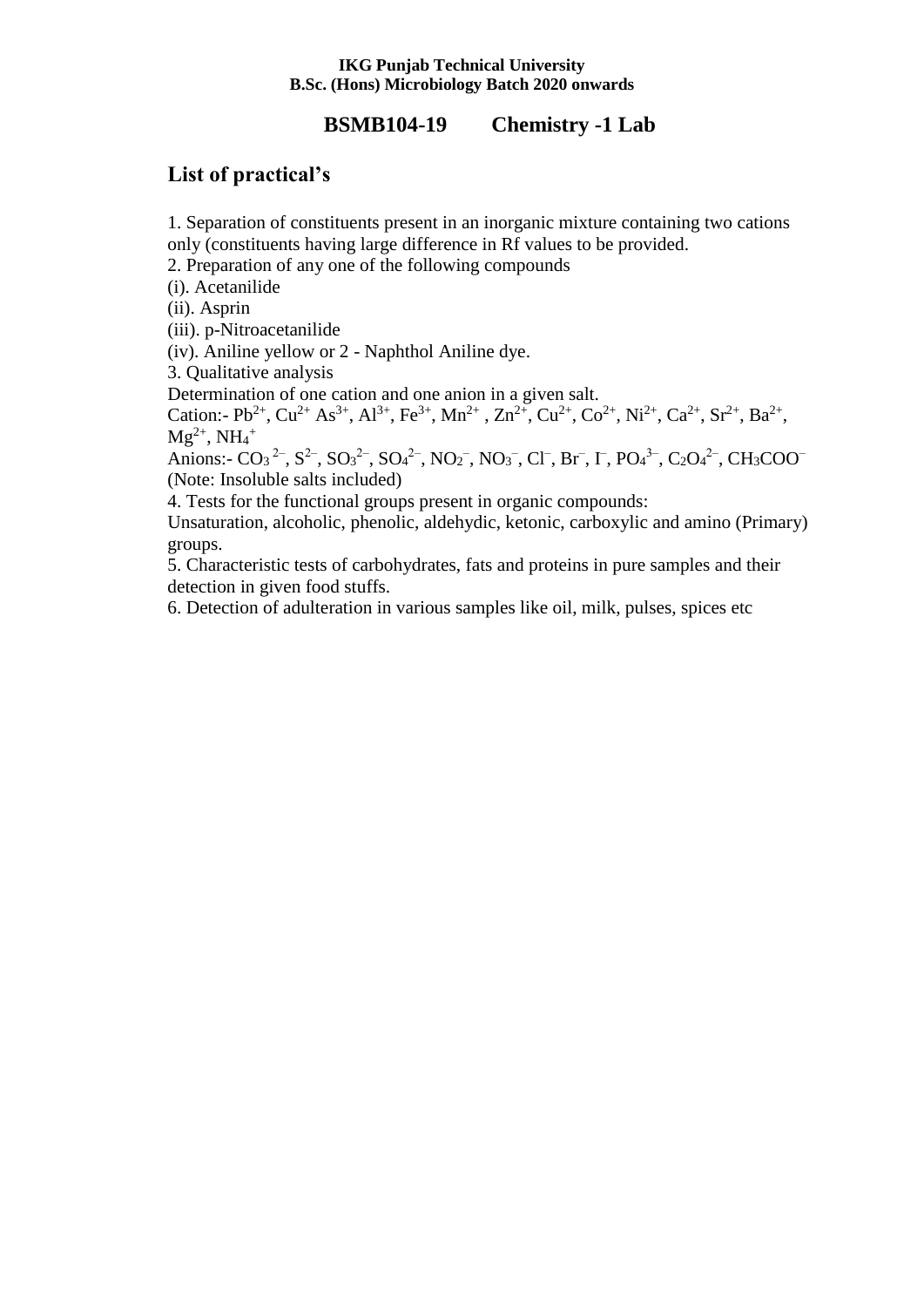**IKG Punjab Technical University**
**B.Sc. (Hons) Microbiology Batch 2020 onwards**

## BSMB104-19 Chemistry -1 Lab

## List of practical's

1. Separation of constituents present in an inorganic mixture containing two cations only (constituents having large difference in Rf values to be provided.
2. Preparation of any one of the following compounds
(i). Acetanilide
(ii). Asprin
(iii). p-Nitroacetanilide
(iv). Aniline yellow or 2 - Naphthol Aniline dye.
3. Qualitative analysis
Determination of one cation and one anion in a given salt.
Cation:- $Pb^{2+}$, $Cu^{2+}$ $As^{3+}$, $Al^{3+}$, $Fe^{3+}$, $Mn^{2+}$ , $Zn^{2+}$, $Cu^{2+}$, $Co^{2+}$, $Ni^{2+}$, $Ca^{2+}$, $Sr^{2+}$, $Ba^{2+}$, $Mg^{2+}$, $NH_4^+$
Anions:- $CO_3^{2-}$, $S^{2-}$, $SO_3^{2-}$, $SO_4^{2-}$, $NO_2^-$, $NO_3^-$, $Cl^-$, $Br^-$, $I^-$, $PO_4^{3-}$, $C_2O_4^{2-}$, $CH_3COO^-$
(Note: Insoluble salts included)
4. Tests for the functional groups present in organic compounds:
Unsaturation, alcoholic, phenolic, aldehydic, ketonic, carboxylic and amino (Primary) groups.
5. Characteristic tests of carbohydrates, fats and proteins in pure samples and their detection in given food stuffs.
6. Detection of adulteration in various samples like oil, milk, pulses, spices etc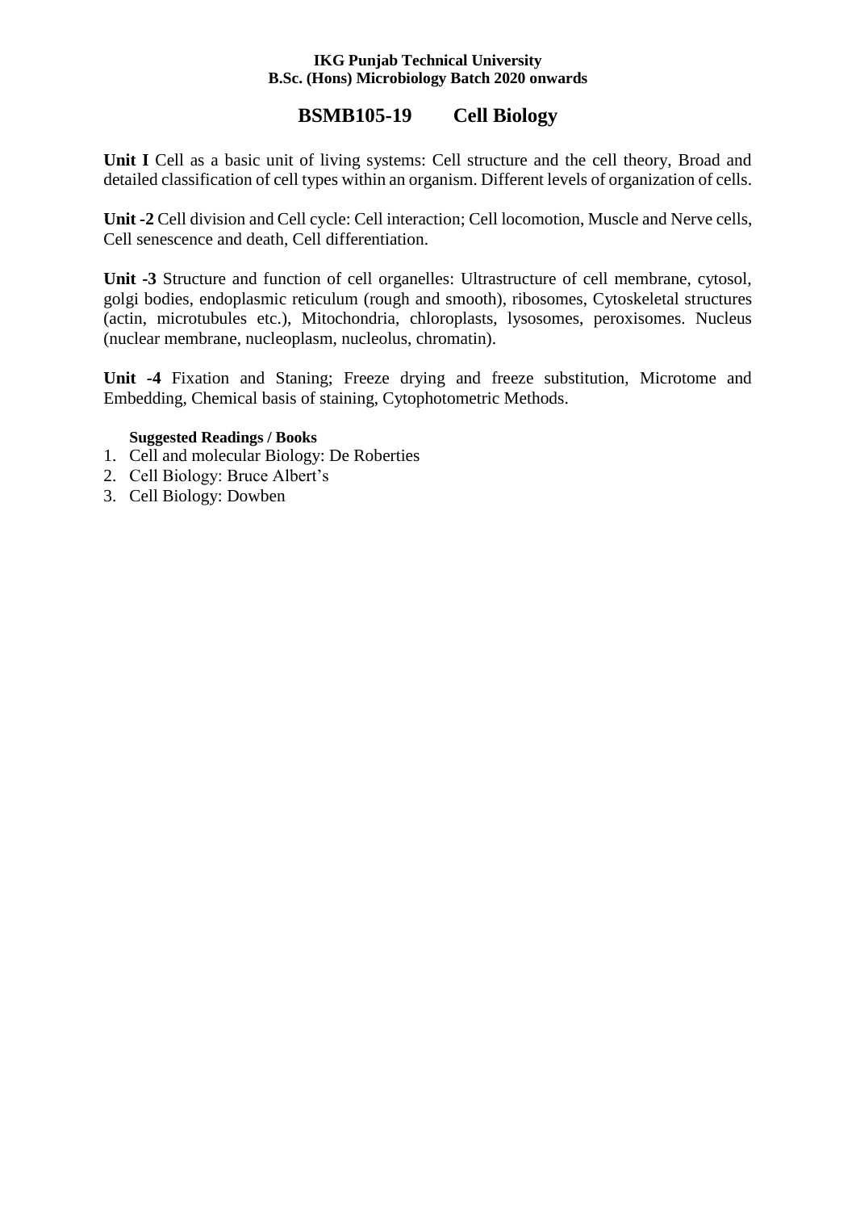# BSMB105-19 Cell Biology

**Unit I** Cell as a basic unit of living systems: Cell structure and the cell theory, Broad and detailed classification of cell types within an organism. Different levels of organization of cells.

**Unit -2** Cell division and Cell cycle: Cell interaction; Cell locomotion, Muscle and Nerve cells, Cell senescence and death, Cell differentiation.

**Unit -3** Structure and function of cell organelles: Ultrastructure of cell membrane, cytosol, golgi bodies, endoplasmic reticulum (rough and smooth), ribosomes, Cytoskeletal structures (actin, microtubules etc.), Mitochondria, chloroplasts, lysosomes, peroxisomes. Nucleus (nuclear membrane, nucleoplasm, nucleolus, chromatin).

**Unit -4** Fixation and Staning; Freeze drying and freeze substitution, Microtome and Embedding, Chemical basis of staining, Cytophotometric Methods.

**Suggested Readings / Books**

1. Cell and molecular Biology: De Roberties
2. Cell Biology: Bruce Albert's
3. Cell Biology: Dowben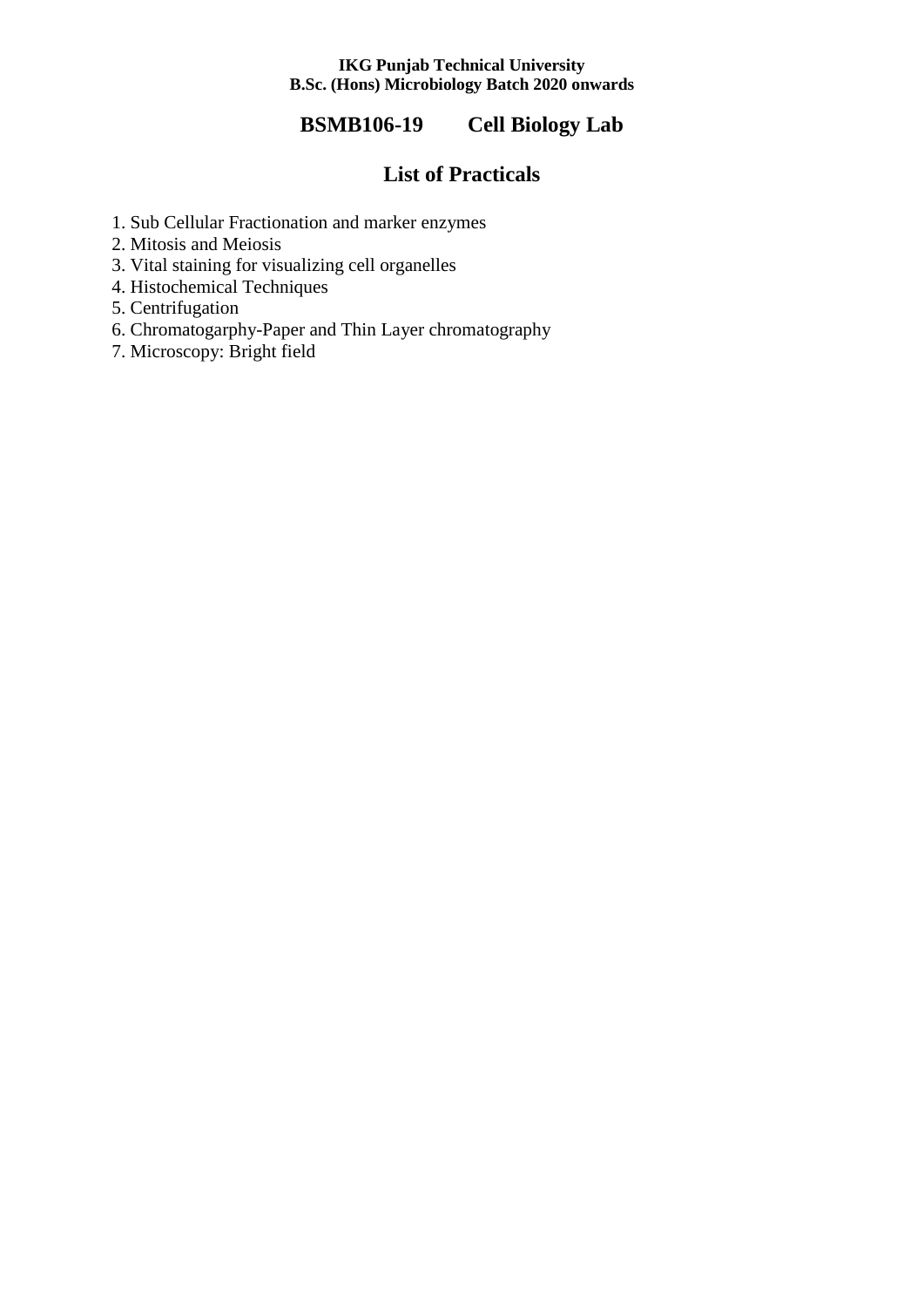**IKG Punjab Technical University**
**B.Sc. (Hons) Microbiology Batch 2020 onwards**

# BSMB106-19 Cell Biology Lab

## List of Practicals

1. Sub Cellular Fractionation and marker enzymes
2. Mitosis and Meiosis
3. Vital staining for visualizing cell organelles
4. Histochemical Techniques
5. Centrifugation
6. Chromatogarphy-Paper and Thin Layer chromatography
7. Microscopy: Bright field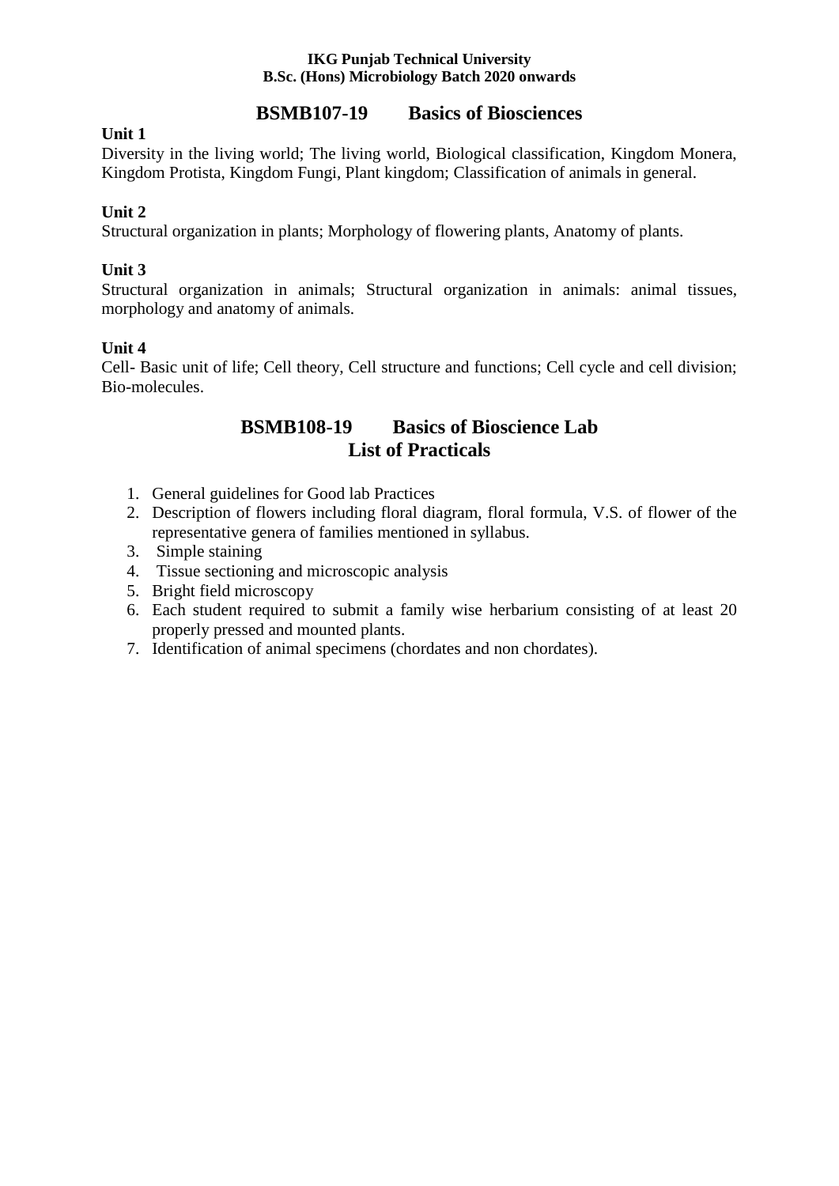## BSMB107-19 Basics of Biosciences

**Unit 1**

Diversity in the living world; The living world, Biological classification, Kingdom Monera, Kingdom Protista, Kingdom Fungi, Plant kingdom; Classification of animals in general.

**Unit 2**

Structural organization in plants; Morphology of flowering plants, Anatomy of plants.

**Unit 3**

Structural organization in animals; Structural organization in animals: animal tissues, morphology and anatomy of animals.

**Unit 4**

Cell- Basic unit of life; Cell theory, Cell structure and functions; Cell cycle and cell division; Bio-molecules.

## BSMB108-19 Basics of Bioscience Lab
## List of Practicals

1. General guidelines for Good lab Practices
2. Description of flowers including floral diagram, floral formula, V.S. of flower of the representative genera of families mentioned in syllabus.
3. Simple staining
4. Tissue sectioning and microscopic analysis
5. Bright field microscopy
6. Each student required to submit a family wise herbarium consisting of at least 20 properly pressed and mounted plants.
7. Identification of animal specimens (chordates and non chordates).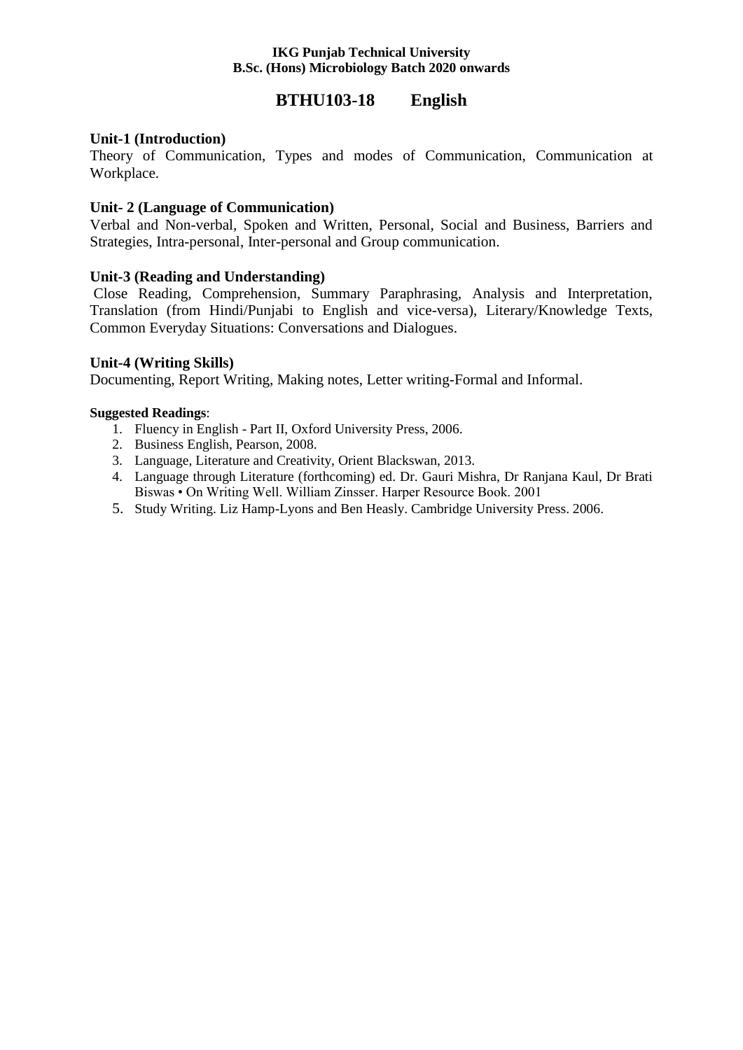## BTHU103-18 English

**Unit-1 (Introduction)**
Theory of Communication, Types and modes of Communication, Communication at Workplace.

**Unit- 2 (Language of Communication)**
Verbal and Non-verbal, Spoken and Written, Personal, Social and Business, Barriers and Strategies, Intra-personal, Inter-personal and Group communication.

**Unit-3 (Reading and Understanding)**
Close Reading, Comprehension, Summary Paraphrasing, Analysis and Interpretation, Translation (from Hindi/Punjabi to English and vice-versa), Literary/Knowledge Texts, Common Everyday Situations: Conversations and Dialogues.

**Unit-4 (Writing Skills)**
Documenting, Report Writing, Making notes, Letter writing-Formal and Informal.

**Suggested Readings**:

1. Fluency in English - Part II, Oxford University Press, 2006.
2. Business English, Pearson, 2008.
3. Language, Literature and Creativity, Orient Blackswan, 2013.
4. Language through Literature (forthcoming) ed. Dr. Gauri Mishra, Dr Ranjana Kaul, Dr Brati Biswas • On Writing Well. William Zinsser. Harper Resource Book. 2001
5. Study Writing. Liz Hamp-Lyons and Ben Heasly. Cambridge University Press. 2006.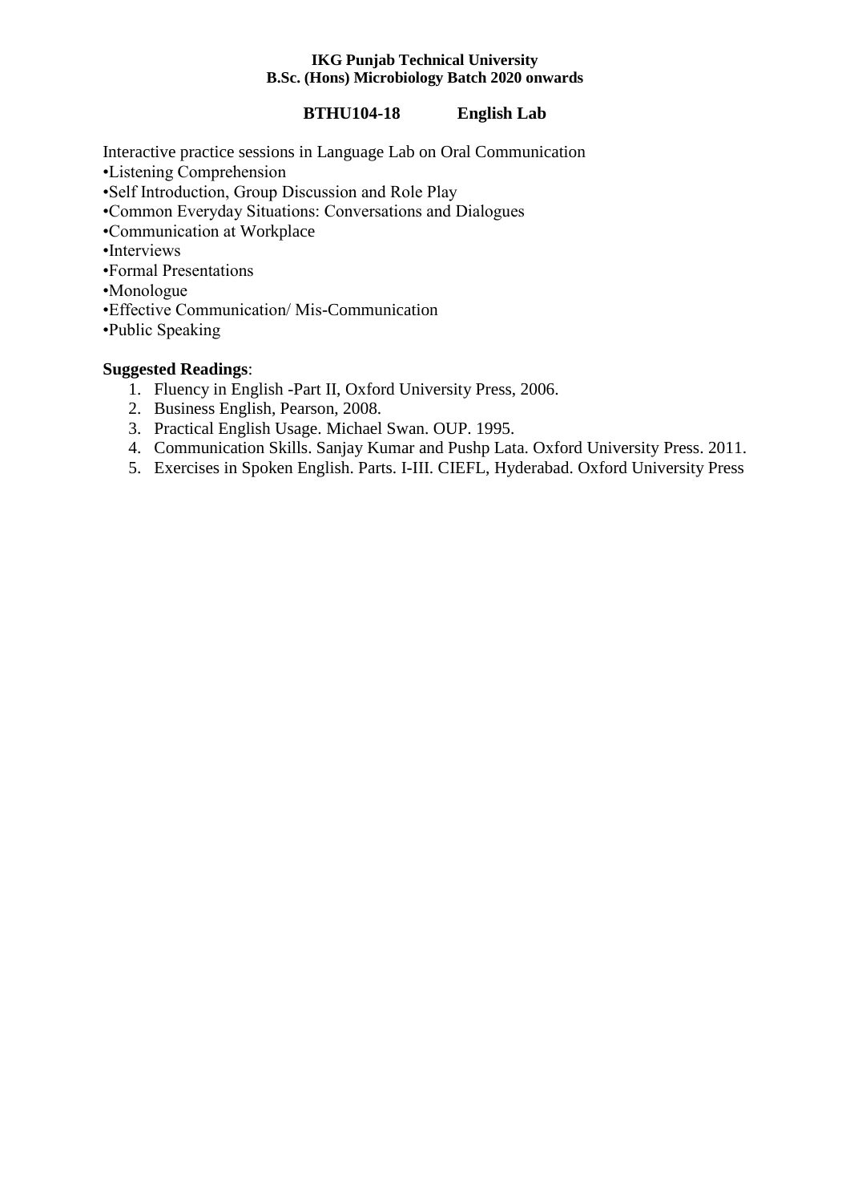**IKG Punjab Technical University**
**B.Sc. (Hons) Microbiology Batch 2020 onwards**

## BTHU104-18 English Lab

Interactive practice sessions in Language Lab on Oral Communication

- Listening Comprehension
- Self Introduction, Group Discussion and Role Play
- Common Everyday Situations: Conversations and Dialogues
- Communication at Workplace
- Interviews
- Formal Presentations
- Monologue
- Effective Communication/ Mis-Communication
- Public Speaking

**Suggested Readings**:

1. Fluency in English -Part II, Oxford University Press, 2006.
2. Business English, Pearson, 2008.
3. Practical English Usage. Michael Swan. OUP. 1995.
4. Communication Skills. Sanjay Kumar and Pushp Lata. Oxford University Press. 2011.
5. Exercises in Spoken English. Parts. I-III. CIEFL, Hyderabad. Oxford University Press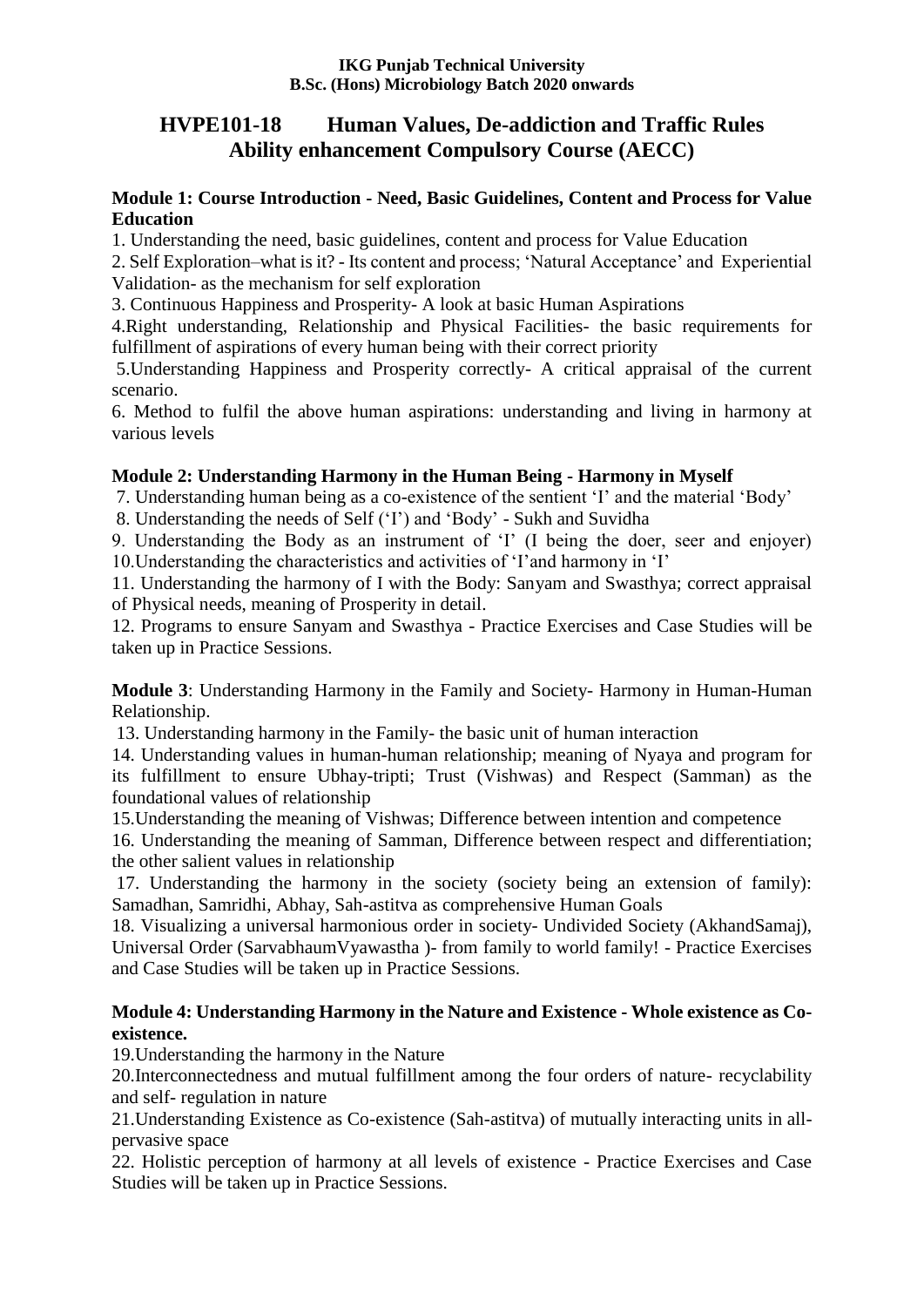**IKG Punjab Technical University**
**B.Sc. (Hons) Microbiology Batch 2020 onwards**

# HVPE101-18 Human Values, De-addiction and Traffic Rules
# Ability enhancement Compulsory Course (AECC)

**Module 1: Course Introduction - Need, Basic Guidelines, Content and Process for Value Education**

1. Understanding the need, basic guidelines, content and process for Value Education
2. Self Exploration–what is it? - Its content and process; 'Natural Acceptance' and Experiential Validation- as the mechanism for self exploration
3. Continuous Happiness and Prosperity- A look at basic Human Aspirations
4. Right understanding, Relationship and Physical Facilities- the basic requirements for fulfillment of aspirations of every human being with their correct priority
5. Understanding Happiness and Prosperity correctly- A critical appraisal of the current scenario.
6. Method to fulfil the above human aspirations: understanding and living in harmony at various levels

**Module 2: Understanding Harmony in the Human Being - Harmony in Myself**

7. Understanding human being as a co-existence of the sentient 'I' and the material 'Body'
8. Understanding the needs of Self ('I') and 'Body' - Sukh and Suvidha
9. Understanding the Body as an instrument of 'I' (I being the doer, seer and enjoyer)
10. Understanding the characteristics and activities of 'I'and harmony in 'I'
11. Understanding the harmony of I with the Body: Sanyam and Swasthya; correct appraisal of Physical needs, meaning of Prosperity in detail.
12. Programs to ensure Sanyam and Swasthya - Practice Exercises and Case Studies will be taken up in Practice Sessions.

**Module 3**: Understanding Harmony in the Family and Society- Harmony in Human-Human Relationship.

13. Understanding harmony in the Family- the basic unit of human interaction
14. Understanding values in human-human relationship; meaning of Nyaya and program for its fulfillment to ensure Ubhay-tripti; Trust (Vishwas) and Respect (Samman) as the foundational values of relationship
15. Understanding the meaning of Vishwas; Difference between intention and competence
16. Understanding the meaning of Samman, Difference between respect and differentiation; the other salient values in relationship
17. Understanding the harmony in the society (society being an extension of family): Samadhan, Samridhi, Abhay, Sah-astitva as comprehensive Human Goals
18. Visualizing a universal harmonious order in society- Undivided Society (AkhandSamaj), Universal Order (SarvabhaumVyawastha )- from family to world family! - Practice Exercises and Case Studies will be taken up in Practice Sessions.

**Module 4: Understanding Harmony in the Nature and Existence - Whole existence as Co-existence.**

19. Understanding the harmony in the Nature
20. Interconnectedness and mutual fulfillment among the four orders of nature- recyclability and self- regulation in nature
21. Understanding Existence as Co-existence (Sah-astitva) of mutually interacting units in all-pervasive space
22. Holistic perception of harmony at all levels of existence - Practice Exercises and Case Studies will be taken up in Practice Sessions.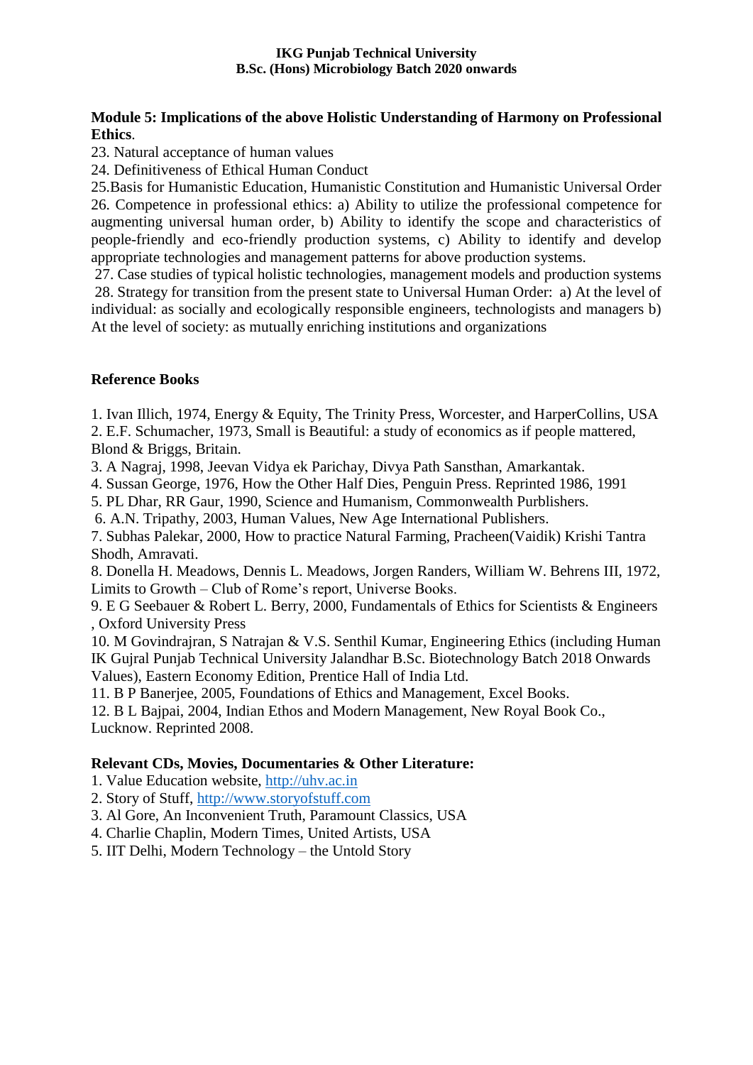**Module 5: Implications of the above Holistic Understanding of Harmony on Professional Ethics**.

23. Natural acceptance of human values
24. Definitiveness of Ethical Human Conduct
25.Basis for Humanistic Education, Humanistic Constitution and Humanistic Universal Order
26. Competence in professional ethics: a) Ability to utilize the professional competence for augmenting universal human order, b) Ability to identify the scope and characteristics of people-friendly and eco-friendly production systems, c) Ability to identify and develop appropriate technologies and management patterns for above production systems.
27. Case studies of typical holistic technologies, management models and production systems
28. Strategy for transition from the present state to Universal Human Order: a) At the level of individual: as socially and ecologically responsible engineers, technologists and managers b) At the level of society: as mutually enriching institutions and organizations

**Reference Books**

1. Ivan Illich, 1974, Energy & Equity, The Trinity Press, Worcester, and HarperCollins, USA
2. E.F. Schumacher, 1973, Small is Beautiful: a study of economics as if people mattered, Blond & Briggs, Britain.
3. A Nagraj, 1998, Jeevan Vidya ek Parichay, Divya Path Sansthan, Amarkantak.
4. Sussan George, 1976, How the Other Half Dies, Penguin Press. Reprinted 1986, 1991
5. PL Dhar, RR Gaur, 1990, Science and Humanism, Commonwealth Purblishers.
6. A.N. Tripathy, 2003, Human Values, New Age International Publishers.
7. Subhas Palekar, 2000, How to practice Natural Farming, Pracheen(Vaidik) Krishi Tantra Shodh, Amravati.
8. Donella H. Meadows, Dennis L. Meadows, Jorgen Randers, William W. Behrens III, 1972, Limits to Growth – Club of Rome's report, Universe Books.
9. E G Seebauer & Robert L. Berry, 2000, Fundamentals of Ethics for Scientists & Engineers , Oxford University Press
10. M Govindrajran, S Natrajan & V.S. Senthil Kumar, Engineering Ethics (including Human IK Gujral Punjab Technical University Jalandhar B.Sc. Biotechnology Batch 2018 Onwards Values), Eastern Economy Edition, Prentice Hall of India Ltd.
11. B P Banerjee, 2005, Foundations of Ethics and Management, Excel Books.
12. B L Bajpai, 2004, Indian Ethos and Modern Management, New Royal Book Co., Lucknow. Reprinted 2008.

**Relevant CDs, Movies, Documentaries & Other Literature:**

1. Value Education website, http://uhv.ac.in
2. Story of Stuff, http://www.storyofstuff.com
3. Al Gore, An Inconvenient Truth, Paramount Classics, USA
4. Charlie Chaplin, Modern Times, United Artists, USA
5. IIT Delhi, Modern Technology – the Untold Story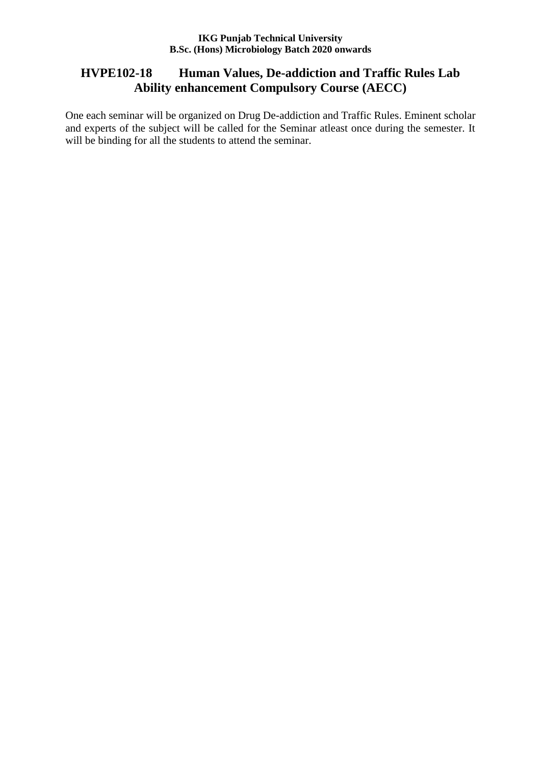## HVPE102-18 Human Values, De-addiction and Traffic Rules Lab
## Ability enhancement Compulsory Course (AECC)

One each seminar will be organized on Drug De-addiction and Traffic Rules. Eminent scholar and experts of the subject will be called for the Seminar atleast once during the semester. It will be binding for all the students to attend the seminar.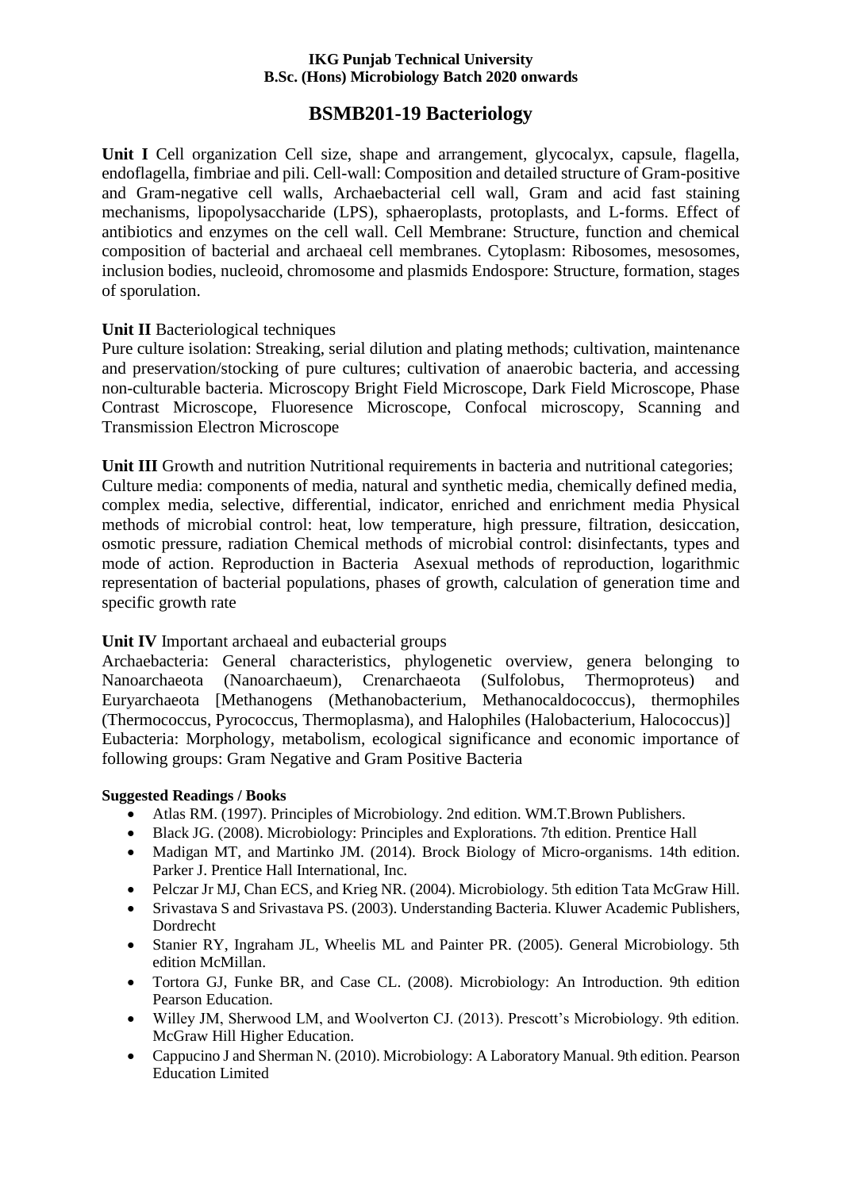**IKG Punjab Technical University**
**B.Sc. (Hons) Microbiology Batch 2020 onwards**

# BSMB201-19 Bacteriology

**Unit I** Cell organization Cell size, shape and arrangement, glycocalyx, capsule, flagella, endoflagella, fimbriae and pili. Cell-wall: Composition and detailed structure of Gram-positive and Gram-negative cell walls, Archaebacterial cell wall, Gram and acid fast staining mechanisms, lipopolysaccharide (LPS), sphaeroplasts, protoplasts, and L-forms. Effect of antibiotics and enzymes on the cell wall. Cell Membrane: Structure, function and chemical composition of bacterial and archaeal cell membranes. Cytoplasm: Ribosomes, mesosomes, inclusion bodies, nucleoid, chromosome and plasmids Endospore: Structure, formation, stages of sporulation.

**Unit II** Bacteriological techniques
Pure culture isolation: Streaking, serial dilution and plating methods; cultivation, maintenance and preservation/stocking of pure cultures; cultivation of anaerobic bacteria, and accessing non-culturable bacteria. Microscopy Bright Field Microscope, Dark Field Microscope, Phase Contrast Microscope, Fluoresence Microscope, Confocal microscopy, Scanning and Transmission Electron Microscope

**Unit III** Growth and nutrition Nutritional requirements in bacteria and nutritional categories; Culture media: components of media, natural and synthetic media, chemically defined media, complex media, selective, differential, indicator, enriched and enrichment media Physical methods of microbial control: heat, low temperature, high pressure, filtration, desiccation, osmotic pressure, radiation Chemical methods of microbial control: disinfectants, types and mode of action. Reproduction in Bacteria Asexual methods of reproduction, logarithmic representation of bacterial populations, phases of growth, calculation of generation time and specific growth rate

**Unit IV** Important archaeal and eubacterial groups
Archaebacteria: General characteristics, phylogenetic overview, genera belonging to Nanoarchaeota (Nanoarchaeum), Crenarchaeota (Sulfolobus, Thermoproteus) and Euryarchaeota [Methanogens (Methanobacterium, Methanocaldococcus), thermophiles (Thermococcus, Pyrococcus, Thermoplasma), and Halophiles (Halobacterium, Halococcus)] Eubacteria: Morphology, metabolism, ecological significance and economic importance of following groups: Gram Negative and Gram Positive Bacteria

**Suggested Readings / Books**

- Atlas RM. (1997). Principles of Microbiology. 2nd edition. WM.T.Brown Publishers.
- Black JG. (2008). Microbiology: Principles and Explorations. 7th edition. Prentice Hall
- Madigan MT, and Martinko JM. (2014). Brock Biology of Micro-organisms. 14th edition. Parker J. Prentice Hall International, Inc.
- Pelczar Jr MJ, Chan ECS, and Krieg NR. (2004). Microbiology. 5th edition Tata McGraw Hill.
- Srivastava S and Srivastava PS. (2003). Understanding Bacteria. Kluwer Academic Publishers, Dordrecht
- Stanier RY, Ingraham JL, Wheelis ML and Painter PR. (2005). General Microbiology. 5th edition McMillan.
- Tortora GJ, Funke BR, and Case CL. (2008). Microbiology: An Introduction. 9th edition Pearson Education.
- Willey JM, Sherwood LM, and Woolverton CJ. (2013). Prescott's Microbiology. 9th edition. McGraw Hill Higher Education.
- Cappucino J and Sherman N. (2010). Microbiology: A Laboratory Manual. 9th edition. Pearson Education Limited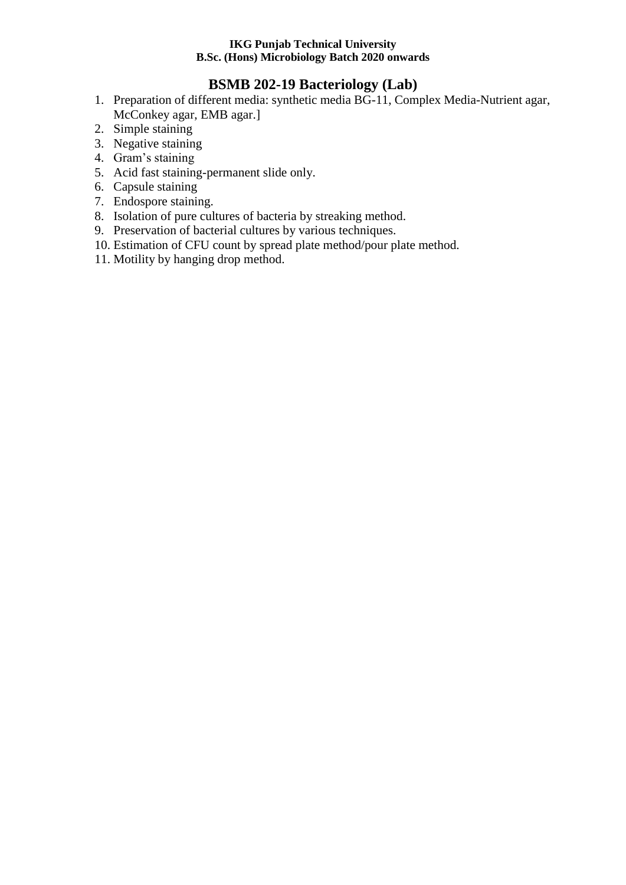# BSMB 202-19 Bacteriology (Lab)

1. Preparation of different media: synthetic media BG-11, Complex Media-Nutrient agar, McConkey agar, EMB agar.]
2. Simple staining
3. Negative staining
4. Gram's staining
5. Acid fast staining-permanent slide only.
6. Capsule staining
7. Endospore staining.
8. Isolation of pure cultures of bacteria by streaking method.
9. Preservation of bacterial cultures by various techniques.
10. Estimation of CFU count by spread plate method/pour plate method.
11. Motility by hanging drop method.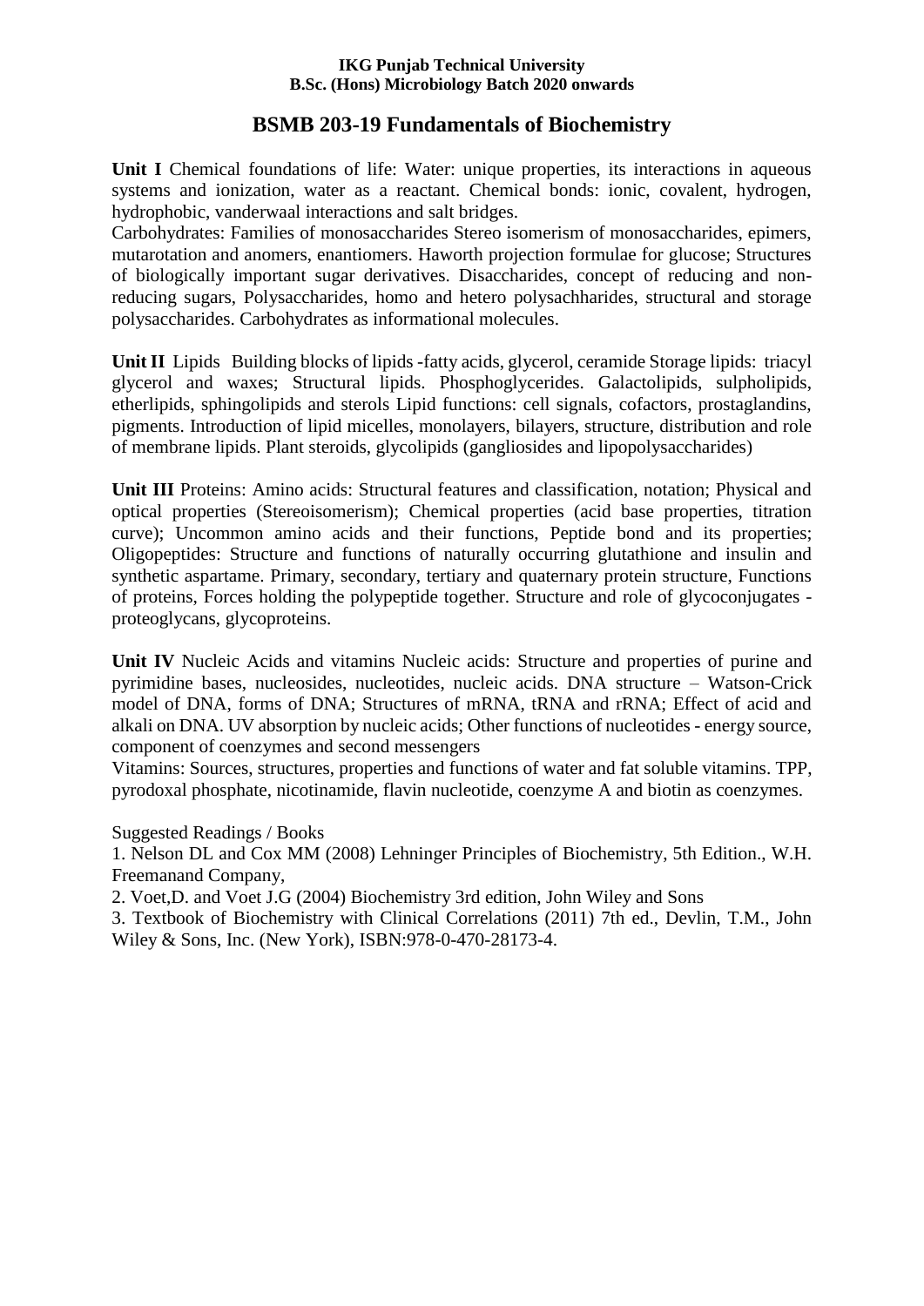**IKG Punjab Technical University**
**B.Sc. (Hons) Microbiology Batch 2020 onwards**

# BSMB 203-19 Fundamentals of Biochemistry

**Unit I** Chemical foundations of life: Water: unique properties, its interactions in aqueous systems and ionization, water as a reactant. Chemical bonds: ionic, covalent, hydrogen, hydrophobic, vanderwaal interactions and salt bridges.

Carbohydrates: Families of monosaccharides Stereo isomerism of monosaccharides, epimers, mutarotation and anomers, enantiomers. Haworth projection formulae for glucose; Structures of biologically important sugar derivatives. Disaccharides, concept of reducing and non-reducing sugars, Polysaccharides, homo and hetero polysachharides, structural and storage polysaccharides. Carbohydrates as informational molecules.

**Unit II** Lipids Building blocks of lipids -fatty acids, glycerol, ceramide Storage lipids: triacyl glycerol and waxes; Structural lipids. Phosphoglycerides. Galactolipids, sulpholipids, etherlipids, sphingolipids and sterols Lipid functions: cell signals, cofactors, prostaglandins, pigments. Introduction of lipid micelles, monolayers, bilayers, structure, distribution and role of membrane lipids. Plant steroids, glycolipids (gangliosides and lipopolysaccharides)

**Unit III** Proteins: Amino acids: Structural features and classification, notation; Physical and optical properties (Stereoisomerism); Chemical properties (acid base properties, titration curve); Uncommon amino acids and their functions, Peptide bond and its properties; Oligopeptides: Structure and functions of naturally occurring glutathione and insulin and synthetic aspartame. Primary, secondary, tertiary and quaternary protein structure, Functions of proteins, Forces holding the polypeptide together. Structure and role of glycoconjugates - proteoglycans, glycoproteins.

**Unit IV** Nucleic Acids and vitamins Nucleic acids: Structure and properties of purine and pyrimidine bases, nucleosides, nucleotides, nucleic acids. DNA structure – Watson-Crick model of DNA, forms of DNA; Structures of mRNA, tRNA and rRNA; Effect of acid and alkali on DNA. UV absorption by nucleic acids; Other functions of nucleotides - energy source, component of coenzymes and second messengers

Vitamins: Sources, structures, properties and functions of water and fat soluble vitamins. TPP, pyrodoxal phosphate, nicotinamide, flavin nucleotide, coenzyme A and biotin as coenzymes.

Suggested Readings / Books

1. Nelson DL and Cox MM (2008) Lehninger Principles of Biochemistry, 5th Edition., W.H. Freemanand Company,
2. Voet,D. and Voet J.G (2004) Biochemistry 3rd edition, John Wiley and Sons
3. Textbook of Biochemistry with Clinical Correlations (2011) 7th ed., Devlin, T.M., John Wiley & Sons, Inc. (New York), ISBN:978-0-470-28173-4.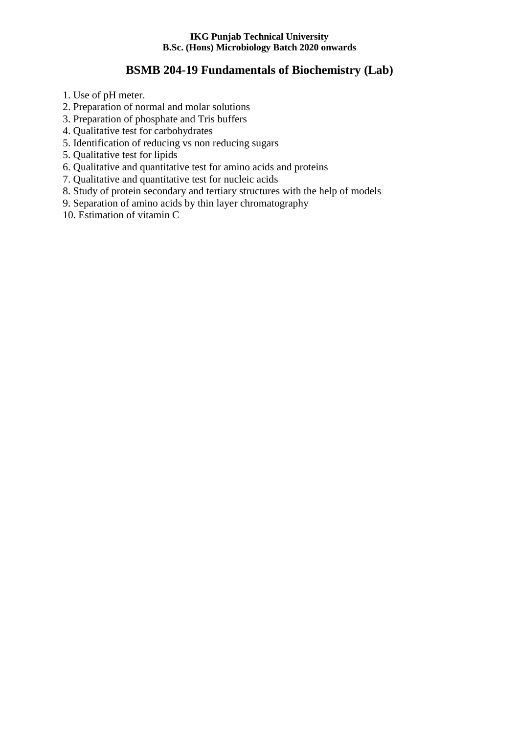# BSMB 204-19 Fundamentals of Biochemistry (Lab)

1. Use of pH meter.
2. Preparation of normal and molar solutions
3. Preparation of phosphate and Tris buffers
4. Qualitative test for carbohydrates
5. Identification of reducing vs non reducing sugars
5. Qualitative test for lipids
6. Qualitative and quantitative test for amino acids and proteins
7. Qualitative and quantitative test for nucleic acids
8. Study of protein secondary and tertiary structures with the help of models
9. Separation of amino acids by thin layer chromatography
10. Estimation of vitamin C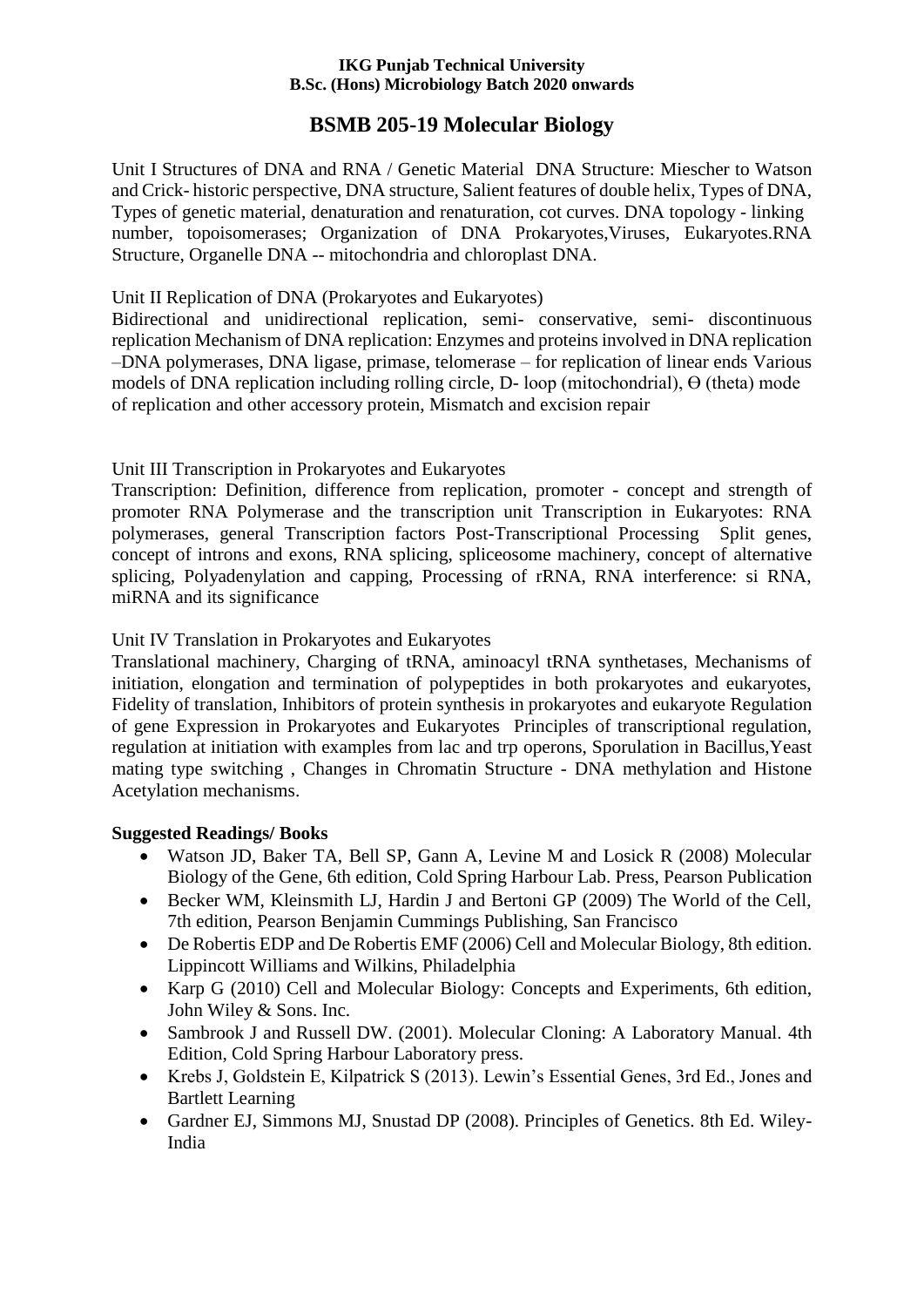**IKG Punjab Technical University**
**B.Sc. (Hons) Microbiology Batch 2020 onwards**

# BSMB 205-19 Molecular Biology

Unit I Structures of DNA and RNA / Genetic Material DNA Structure: Miescher to Watson and Crick- historic perspective, DNA structure, Salient features of double helix, Types of DNA, Types of genetic material, denaturation and renaturation, cot curves. DNA topology - linking number, topoisomerases; Organization of DNA Prokaryotes,Viruses, Eukaryotes.RNA Structure, Organelle DNA -- mitochondria and chloroplast DNA.

Unit II Replication of DNA (Prokaryotes and Eukaryotes)
Bidirectional and unidirectional replication, semi- conservative, semi- discontinuous replication Mechanism of DNA replication: Enzymes and proteins involved in DNA replication –DNA polymerases, DNA ligase, primase, telomerase – for replication of linear ends Various models of DNA replication including rolling circle, D- loop (mitochondrial), Ө (theta) mode of replication and other accessory protein, Mismatch and excision repair

Unit III Transcription in Prokaryotes and Eukaryotes
Transcription: Definition, difference from replication, promoter - concept and strength of promoter RNA Polymerase and the transcription unit Transcription in Eukaryotes: RNA polymerases, general Transcription factors Post-Transcriptional Processing Split genes, concept of introns and exons, RNA splicing, spliceosome machinery, concept of alternative splicing, Polyadenylation and capping, Processing of rRNA, RNA interference: si RNA, miRNA and its significance

Unit IV Translation in Prokaryotes and Eukaryotes
Translational machinery, Charging of tRNA, aminoacyl tRNA synthetases, Mechanisms of initiation, elongation and termination of polypeptides in both prokaryotes and eukaryotes, Fidelity of translation, Inhibitors of protein synthesis in prokaryotes and eukaryote Regulation of gene Expression in Prokaryotes and Eukaryotes Principles of transcriptional regulation, regulation at initiation with examples from lac and trp operons, Sporulation in Bacillus,Yeast mating type switching , Changes in Chromatin Structure - DNA methylation and Histone Acetylation mechanisms.

**Suggested Readings/ Books**

- Watson JD, Baker TA, Bell SP, Gann A, Levine M and Losick R (2008) Molecular Biology of the Gene, 6th edition, Cold Spring Harbour Lab. Press, Pearson Publication
- Becker WM, Kleinsmith LJ, Hardin J and Bertoni GP (2009) The World of the Cell, 7th edition, Pearson Benjamin Cummings Publishing, San Francisco
- De Robertis EDP and De Robertis EMF (2006) Cell and Molecular Biology, 8th edition. Lippincott Williams and Wilkins, Philadelphia
- Karp G (2010) Cell and Molecular Biology: Concepts and Experiments, 6th edition, John Wiley & Sons. Inc.
- Sambrook J and Russell DW. (2001). Molecular Cloning: A Laboratory Manual. 4th Edition, Cold Spring Harbour Laboratory press.
- Krebs J, Goldstein E, Kilpatrick S (2013). Lewin's Essential Genes, 3rd Ed., Jones and Bartlett Learning
- Gardner EJ, Simmons MJ, Snustad DP (2008). Principles of Genetics. 8th Ed. Wiley-India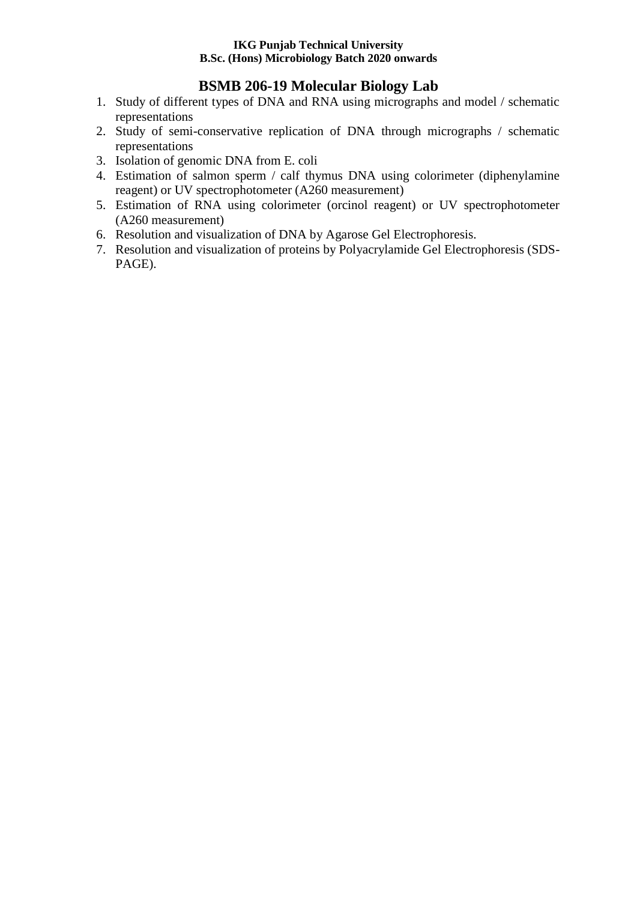# BSMB 206-19 Molecular Biology Lab

1. Study of different types of DNA and RNA using micrographs and model / schematic representations
2. Study of semi-conservative replication of DNA through micrographs / schematic representations
3. Isolation of genomic DNA from E. coli
4. Estimation of salmon sperm / calf thymus DNA using colorimeter (diphenylamine reagent) or UV spectrophotometer (A260 measurement)
5. Estimation of RNA using colorimeter (orcinol reagent) or UV spectrophotometer (A260 measurement)
6. Resolution and visualization of DNA by Agarose Gel Electrophoresis.
7. Resolution and visualization of proteins by Polyacrylamide Gel Electrophoresis (SDS-PAGE).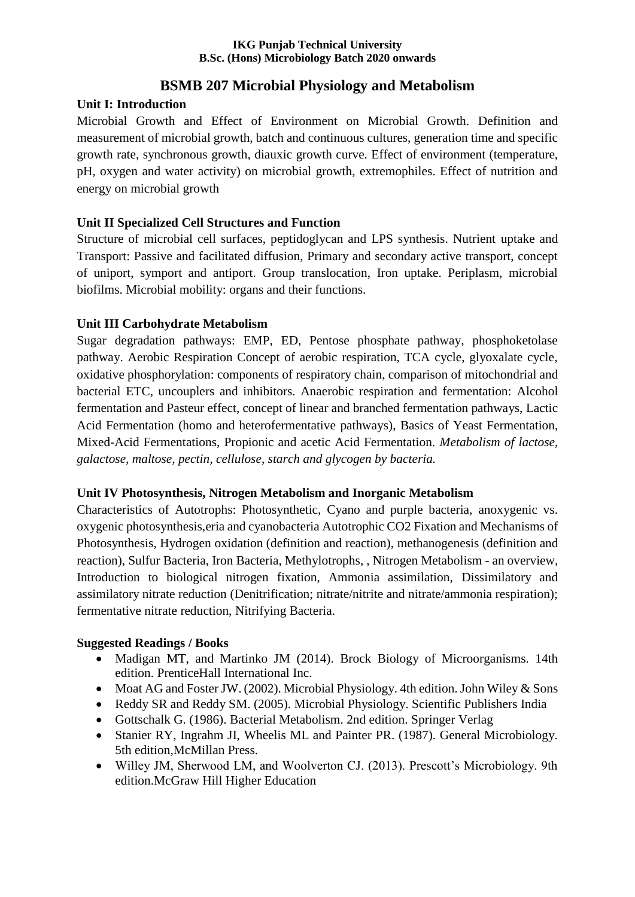# BSMB 207 Microbial Physiology and Metabolism

### Unit I: Introduction

Microbial Growth and Effect of Environment on Microbial Growth. Definition and measurement of microbial growth, batch and continuous cultures, generation time and specific growth rate, synchronous growth, diauxic growth curve. Effect of environment (temperature, pH, oxygen and water activity) on microbial growth, extremophiles. Effect of nutrition and energy on microbial growth

### Unit II Specialized Cell Structures and Function

Structure of microbial cell surfaces, peptidoglycan and LPS synthesis. Nutrient uptake and Transport: Passive and facilitated diffusion, Primary and secondary active transport, concept of uniport, symport and antiport. Group translocation, Iron uptake. Periplasm, microbial biofilms. Microbial mobility: organs and their functions.

### Unit III Carbohydrate Metabolism

Sugar degradation pathways: EMP, ED, Pentose phosphate pathway, phosphoketolase pathway. Aerobic Respiration Concept of aerobic respiration, TCA cycle, glyoxalate cycle, oxidative phosphorylation: components of respiratory chain, comparison of mitochondrial and bacterial ETC, uncouplers and inhibitors. Anaerobic respiration and fermentation: Alcohol fermentation and Pasteur effect, concept of linear and branched fermentation pathways, Lactic Acid Fermentation (homo and heterofermentative pathways), Basics of Yeast Fermentation, Mixed-Acid Fermentations, Propionic and acetic Acid Fermentation. *Metabolism of lactose, galactose, maltose, pectin, cellulose, starch and glycogen by bacteria.*

### Unit IV Photosynthesis, Nitrogen Metabolism and Inorganic Metabolism

Characteristics of Autotrophs: Photosynthetic, Cyano and purple bacteria, anoxygenic vs. oxygenic photosynthesis,eria and cyanobacteria Autotrophic CO2 Fixation and Mechanisms of Photosynthesis, Hydrogen oxidation (definition and reaction), methanogenesis (definition and reaction), Sulfur Bacteria, Iron Bacteria, Methylotrophs, , Nitrogen Metabolism - an overview, Introduction to biological nitrogen fixation, Ammonia assimilation, Dissimilatory and assimilatory nitrate reduction (Denitrification; nitrate/nitrite and nitrate/ammonia respiration); fermentative nitrate reduction, Nitrifying Bacteria.

### Suggested Readings / Books

- Madigan MT, and Martinko JM (2014). Brock Biology of Microorganisms. 14th edition. PrenticeHall International Inc.
- Moat AG and Foster JW. (2002). Microbial Physiology. 4th edition. John Wiley & Sons
- Reddy SR and Reddy SM. (2005). Microbial Physiology. Scientific Publishers India
- Gottschalk G. (1986). Bacterial Metabolism. 2nd edition. Springer Verlag
- Stanier RY, Ingrahm JI, Wheelis ML and Painter PR. (1987). General Microbiology. 5th edition,McMillan Press.
- Willey JM, Sherwood LM, and Woolverton CJ. (2013). Prescott's Microbiology. 9th edition.McGraw Hill Higher Education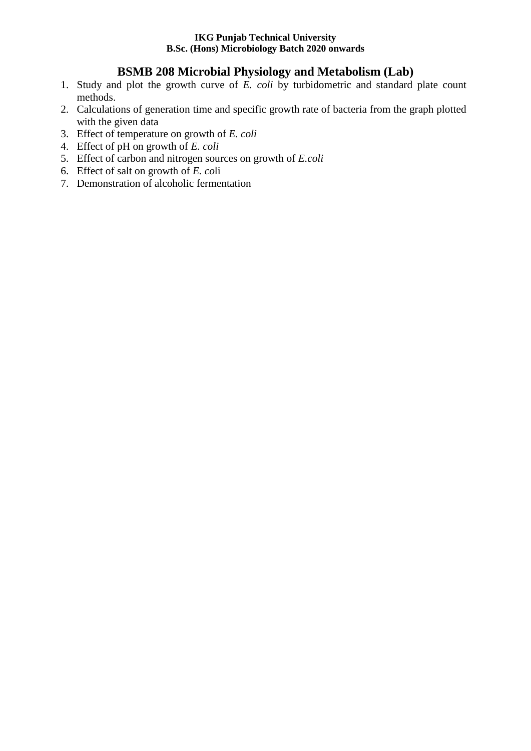## BSMB 208 Microbial Physiology and Metabolism (Lab)

1. Study and plot the growth curve of *E. coli* by turbidometric and standard plate count methods.
2. Calculations of generation time and specific growth rate of bacteria from the graph plotted with the given data
3. Effect of temperature on growth of *E. coli*
4. Effect of pH on growth of *E. coli*
5. Effect of carbon and nitrogen sources on growth of *E.coli*
6. Effect of salt on growth of *E. co*li
7. Demonstration of alcoholic fermentation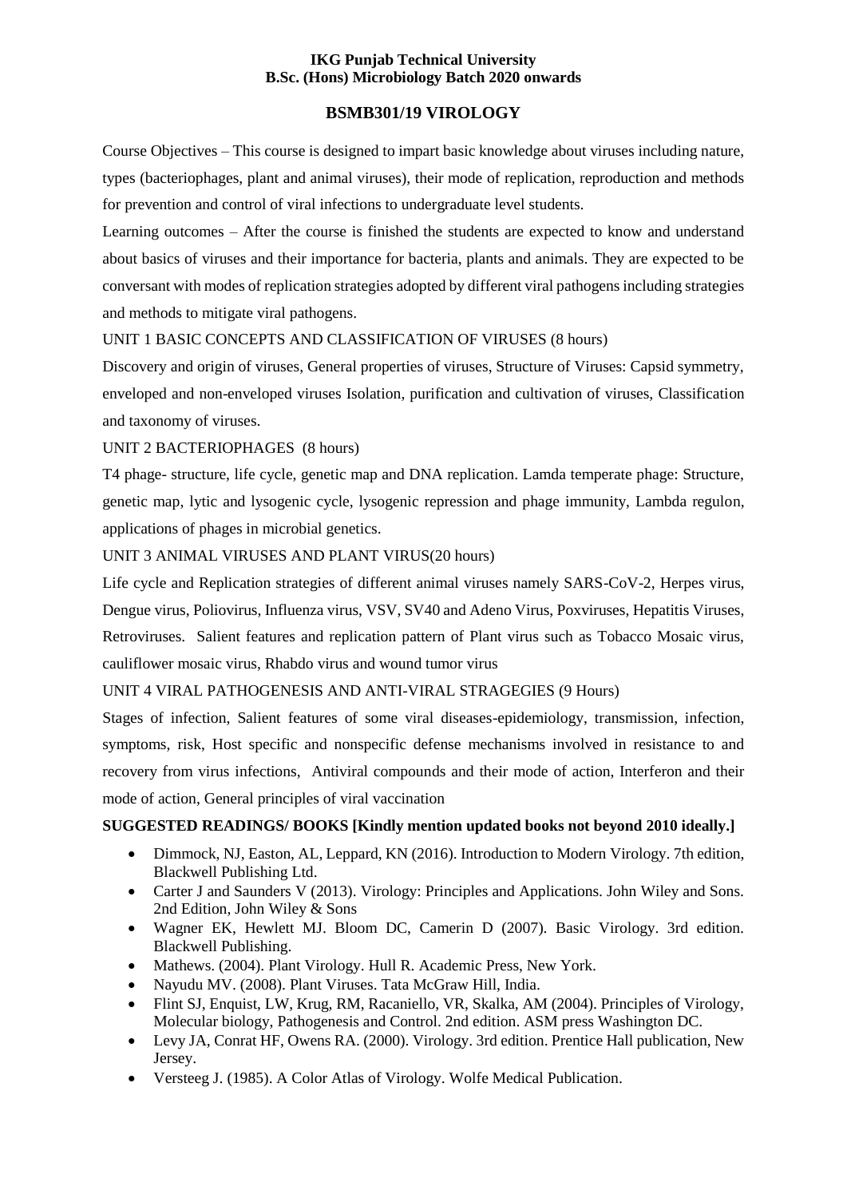**IKG Punjab Technical University**
**B.Sc. (Hons) Microbiology Batch 2020 onwards**

## BSMB301/19 VIROLOGY

Course Objectives – This course is designed to impart basic knowledge about viruses including nature, types (bacteriophages, plant and animal viruses), their mode of replication, reproduction and methods for prevention and control of viral infections to undergraduate level students.

Learning outcomes – After the course is finished the students are expected to know and understand about basics of viruses and their importance for bacteria, plants and animals. They are expected to be conversant with modes of replication strategies adopted by different viral pathogens including strategies and methods to mitigate viral pathogens.

UNIT 1 BASIC CONCEPTS AND CLASSIFICATION OF VIRUSES (8 hours)

Discovery and origin of viruses, General properties of viruses, Structure of Viruses: Capsid symmetry, enveloped and non-enveloped viruses Isolation, purification and cultivation of viruses, Classification and taxonomy of viruses.

UNIT 2 BACTERIOPHAGES (8 hours)

T4 phage- structure, life cycle, genetic map and DNA replication. Lamda temperate phage: Structure, genetic map, lytic and lysogenic cycle, lysogenic repression and phage immunity, Lambda regulon, applications of phages in microbial genetics.

UNIT 3 ANIMAL VIRUSES AND PLANT VIRUS(20 hours)

Life cycle and Replication strategies of different animal viruses namely SARS-CoV-2, Herpes virus, Dengue virus, Poliovirus, Influenza virus, VSV, SV40 and Adeno Virus, Poxviruses, Hepatitis Viruses, Retroviruses. Salient features and replication pattern of Plant virus such as Tobacco Mosaic virus, cauliflower mosaic virus, Rhabdo virus and wound tumor virus

UNIT 4 VIRAL PATHOGENESIS AND ANTI-VIRAL STRAGEGIES (9 Hours)

Stages of infection, Salient features of some viral diseases-epidemiology, transmission, infection, symptoms, risk, Host specific and nonspecific defense mechanisms involved in resistance to and recovery from virus infections, Antiviral compounds and their mode of action, Interferon and their mode of action, General principles of viral vaccination

**SUGGESTED READINGS/ BOOKS [Kindly mention updated books not beyond 2010 ideally.]**

- Dimmock, NJ, Easton, AL, Leppard, KN (2016). Introduction to Modern Virology. 7th edition, Blackwell Publishing Ltd.
- Carter J and Saunders V (2013). Virology: Principles and Applications. John Wiley and Sons. 2nd Edition, John Wiley & Sons
- Wagner EK, Hewlett MJ. Bloom DC, Camerin D (2007). Basic Virology. 3rd edition. Blackwell Publishing.
- Mathews. (2004). Plant Virology. Hull R. Academic Press, New York.
- Nayudu MV. (2008). Plant Viruses. Tata McGraw Hill, India.
- Flint SJ, Enquist, LW, Krug, RM, Racaniello, VR, Skalka, AM (2004). Principles of Virology, Molecular biology, Pathogenesis and Control. 2nd edition. ASM press Washington DC.
- Levy JA, Conrat HF, Owens RA. (2000). Virology. 3rd edition. Prentice Hall publication, New Jersey.
- Versteeg J. (1985). A Color Atlas of Virology. Wolfe Medical Publication.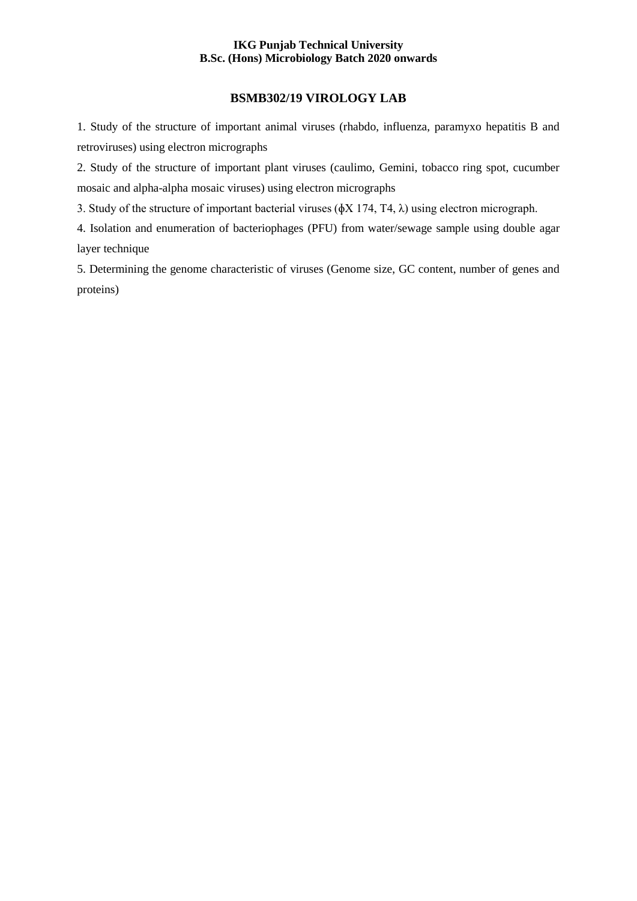**IKG Punjab Technical University**
**B.Sc. (Hons) Microbiology Batch 2020 onwards**

## BSMB302/19 VIROLOGY LAB

1. Study of the structure of important animal viruses (rhabdo, influenza, paramyxo hepatitis B and retroviruses) using electron micrographs
2. Study of the structure of important plant viruses (caulimo, Gemini, tobacco ring spot, cucumber mosaic and alpha-alpha mosaic viruses) using electron micrographs
3. Study of the structure of important bacterial viruses (ϕX 174, T4, λ) using electron micrograph.
4. Isolation and enumeration of bacteriophages (PFU) from water/sewage sample using double agar layer technique
5. Determining the genome characteristic of viruses (Genome size, GC content, number of genes and proteins)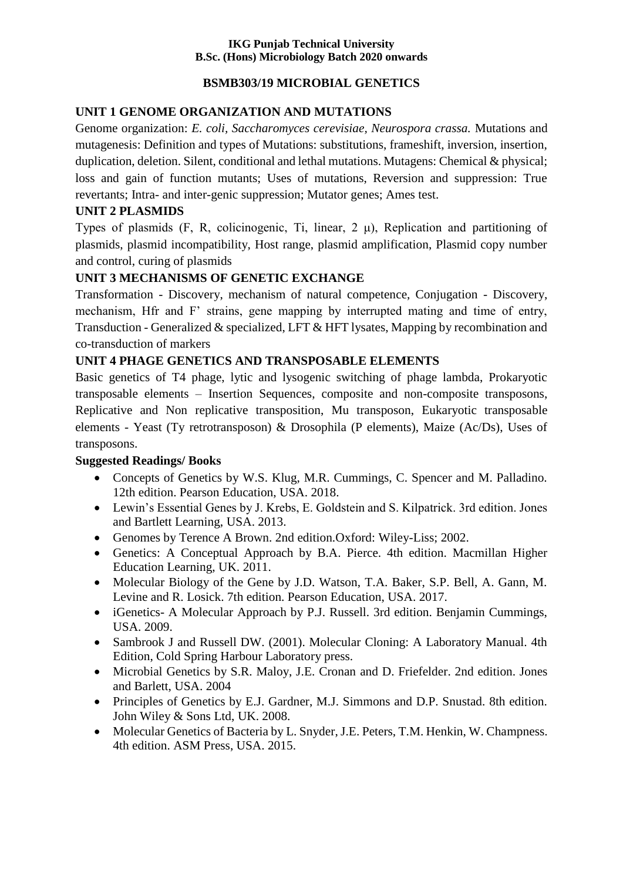**IKG Punjab Technical University**
**B.Sc. (Hons) Microbiology Batch 2020 onwards**

## BSMB303/19 MICROBIAL GENETICS

### UNIT 1 GENOME ORGANIZATION AND MUTATIONS

Genome organization: *E. coli, Saccharomyces cerevisiae, Neurospora crassa.* Mutations and mutagenesis: Definition and types of Mutations: substitutions, frameshift, inversion, insertion, duplication, deletion. Silent, conditional and lethal mutations. Mutagens: Chemical & physical; loss and gain of function mutants; Uses of mutations, Reversion and suppression: True revertants; Intra- and inter-genic suppression; Mutator genes; Ames test.

### UNIT 2 PLASMIDS

Types of plasmids (F, R, colicinogenic, Ti, linear, 2 μ), Replication and partitioning of plasmids, plasmid incompatibility, Host range, plasmid amplification, Plasmid copy number and control, curing of plasmids

### UNIT 3 MECHANISMS OF GENETIC EXCHANGE

Transformation - Discovery, mechanism of natural competence, Conjugation - Discovery, mechanism, Hfr and F' strains, gene mapping by interrupted mating and time of entry, Transduction - Generalized & specialized, LFT & HFT lysates, Mapping by recombination and co-transduction of markers

### UNIT 4 PHAGE GENETICS AND TRANSPOSABLE ELEMENTS

Basic genetics of T4 phage, lytic and lysogenic switching of phage lambda, Prokaryotic transposable elements – Insertion Sequences, composite and non-composite transposons, Replicative and Non replicative transposition, Mu transposon, Eukaryotic transposable elements - Yeast (Ty retrotransposon) & Drosophila (P elements), Maize (Ac/Ds), Uses of transposons.

**Suggested Readings/ Books**

- Concepts of Genetics by W.S. Klug, M.R. Cummings, C. Spencer and M. Palladino. 12th edition. Pearson Education, USA. 2018.
- Lewin's Essential Genes by J. Krebs, E. Goldstein and S. Kilpatrick. 3rd edition. Jones and Bartlett Learning, USA. 2013.
- Genomes by Terence A Brown. 2nd edition.Oxford: Wiley-Liss; 2002.
- Genetics: A Conceptual Approach by B.A. Pierce. 4th edition. Macmillan Higher Education Learning, UK. 2011.
- Molecular Biology of the Gene by J.D. Watson, T.A. Baker, S.P. Bell, A. Gann, M. Levine and R. Losick. 7th edition. Pearson Education, USA. 2017.
- iGenetics- A Molecular Approach by P.J. Russell. 3rd edition. Benjamin Cummings, USA. 2009.
- Sambrook J and Russell DW. (2001). Molecular Cloning: A Laboratory Manual. 4th Edition, Cold Spring Harbour Laboratory press.
- Microbial Genetics by S.R. Maloy, J.E. Cronan and D. Friefelder. 2nd edition. Jones and Barlett, USA. 2004
- Principles of Genetics by E.J. Gardner, M.J. Simmons and D.P. Snustad. 8th edition. John Wiley & Sons Ltd, UK. 2008.
- Molecular Genetics of Bacteria by L. Snyder, J.E. Peters, T.M. Henkin, W. Champness. 4th edition. ASM Press, USA. 2015.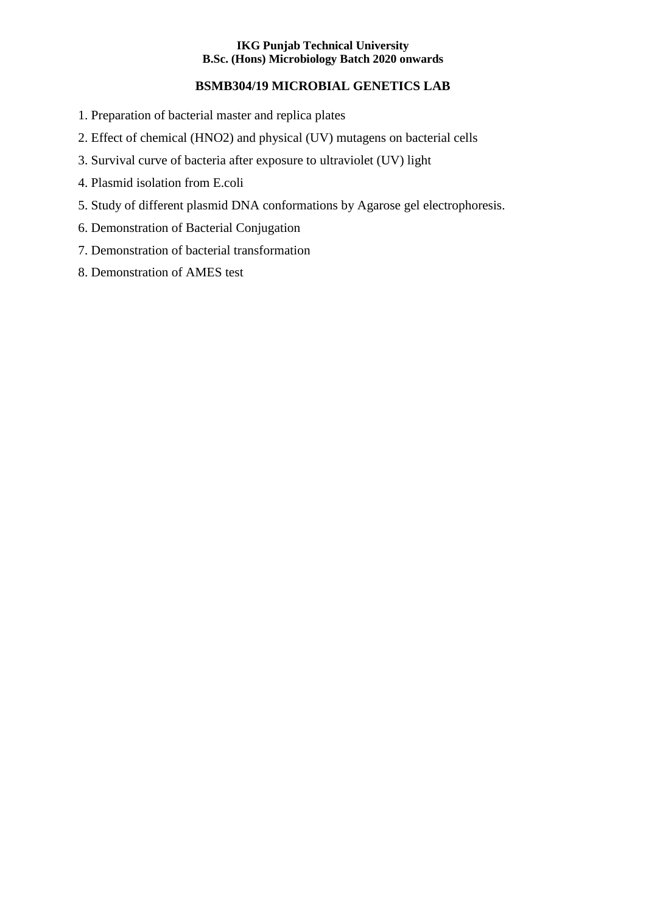## BSMB304/19 MICROBIAL GENETICS LAB

1. Preparation of bacterial master and replica plates
2. Effect of chemical ($HNO_2$) and physical (UV) mutagens on bacterial cells
3. Survival curve of bacteria after exposure to ultraviolet (UV) light
4. Plasmid isolation from E.coli
5. Study of different plasmid DNA conformations by Agarose gel electrophoresis.
6. Demonstration of Bacterial Conjugation
7. Demonstration of bacterial transformation
8. Demonstration of AMES test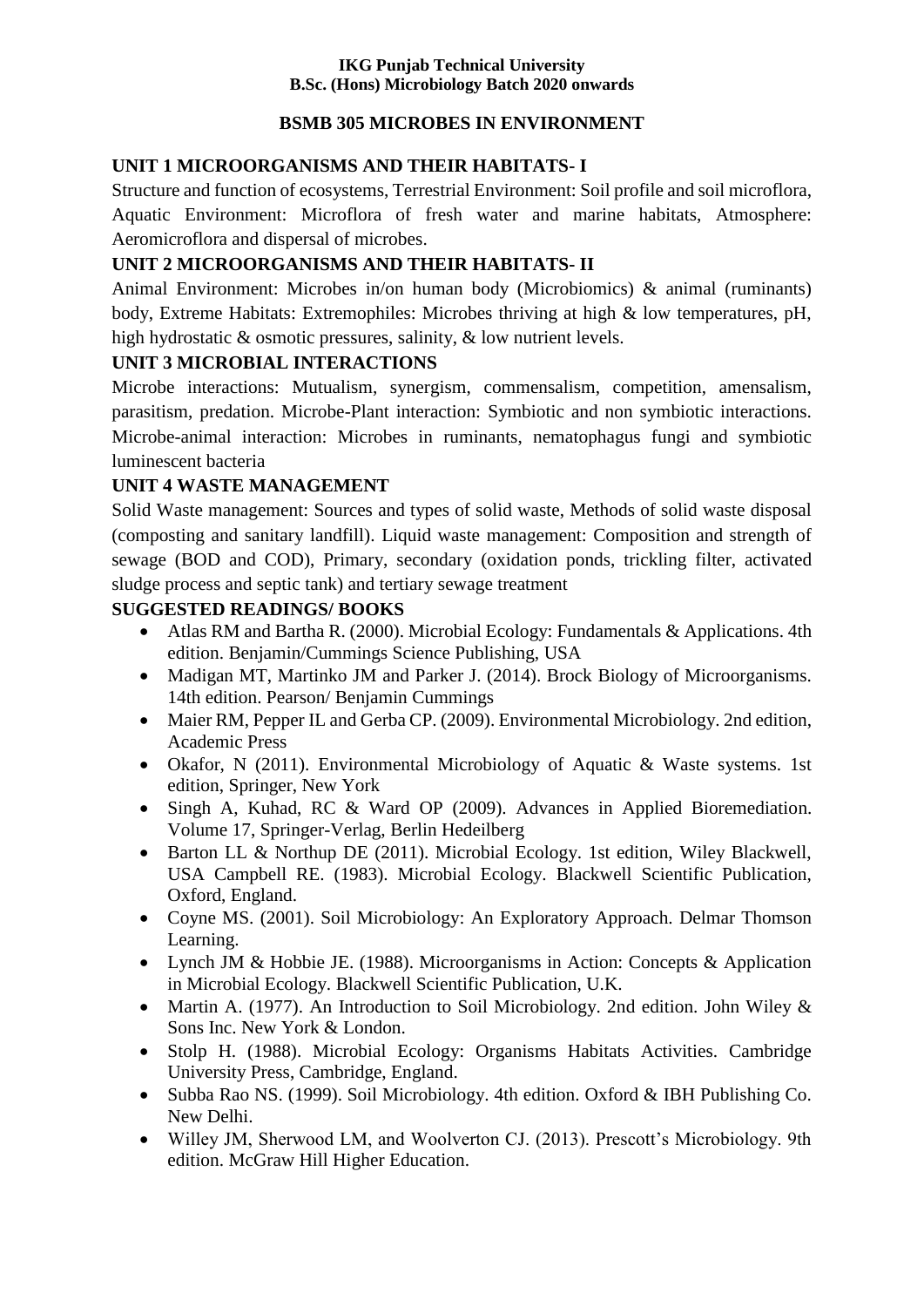**IKG Punjab Technical University**
**B.Sc. (Hons) Microbiology Batch 2020 onwards**

# BSMB 305 MICROBES IN ENVIRONMENT

## UNIT 1 MICROORGANISMS AND THEIR HABITATS- I

Structure and function of ecosystems, Terrestrial Environment: Soil profile and soil microflora, Aquatic Environment: Microflora of fresh water and marine habitats, Atmosphere: Aeromicroflora and dispersal of microbes.

## UNIT 2 MICROORGANISMS AND THEIR HABITATS- II

Animal Environment: Microbes in/on human body (Microbiomics) & animal (ruminants) body, Extreme Habitats: Extremophiles: Microbes thriving at high & low temperatures, pH, high hydrostatic & osmotic pressures, salinity, & low nutrient levels.

## UNIT 3 MICROBIAL INTERACTIONS

Microbe interactions: Mutualism, synergism, commensalism, competition, amensalism, parasitism, predation. Microbe-Plant interaction: Symbiotic and non symbiotic interactions. Microbe-animal interaction: Microbes in ruminants, nematophagus fungi and symbiotic luminescent bacteria

## UNIT 4 WASTE MANAGEMENT

Solid Waste management: Sources and types of solid waste, Methods of solid waste disposal (composting and sanitary landfill). Liquid waste management: Composition and strength of sewage (BOD and COD), Primary, secondary (oxidation ponds, trickling filter, activated sludge process and septic tank) and tertiary sewage treatment

## SUGGESTED READINGS/ BOOKS

- Atlas RM and Bartha R. (2000). Microbial Ecology: Fundamentals & Applications. 4th edition. Benjamin/Cummings Science Publishing, USA
- Madigan MT, Martinko JM and Parker J. (2014). Brock Biology of Microorganisms. 14th edition. Pearson/ Benjamin Cummings
- Maier RM, Pepper IL and Gerba CP. (2009). Environmental Microbiology. 2nd edition, Academic Press
- Okafor, N (2011). Environmental Microbiology of Aquatic & Waste systems. 1st edition, Springer, New York
- Singh A, Kuhad, RC & Ward OP (2009). Advances in Applied Bioremediation. Volume 17, Springer-Verlag, Berlin Hedeilberg
- Barton LL & Northup DE (2011). Microbial Ecology. 1st edition, Wiley Blackwell, USA Campbell RE. (1983). Microbial Ecology. Blackwell Scientific Publication, Oxford, England.
- Coyne MS. (2001). Soil Microbiology: An Exploratory Approach. Delmar Thomson Learning.
- Lynch JM & Hobbie JE. (1988). Microorganisms in Action: Concepts & Application in Microbial Ecology. Blackwell Scientific Publication, U.K.
- Martin A. (1977). An Introduction to Soil Microbiology. 2nd edition. John Wiley & Sons Inc. New York & London.
- Stolp H. (1988). Microbial Ecology: Organisms Habitats Activities. Cambridge University Press, Cambridge, England.
- Subba Rao NS. (1999). Soil Microbiology. 4th edition. Oxford & IBH Publishing Co. New Delhi.
- Willey JM, Sherwood LM, and Woolverton CJ. (2013). Prescott's Microbiology. 9th edition. McGraw Hill Higher Education.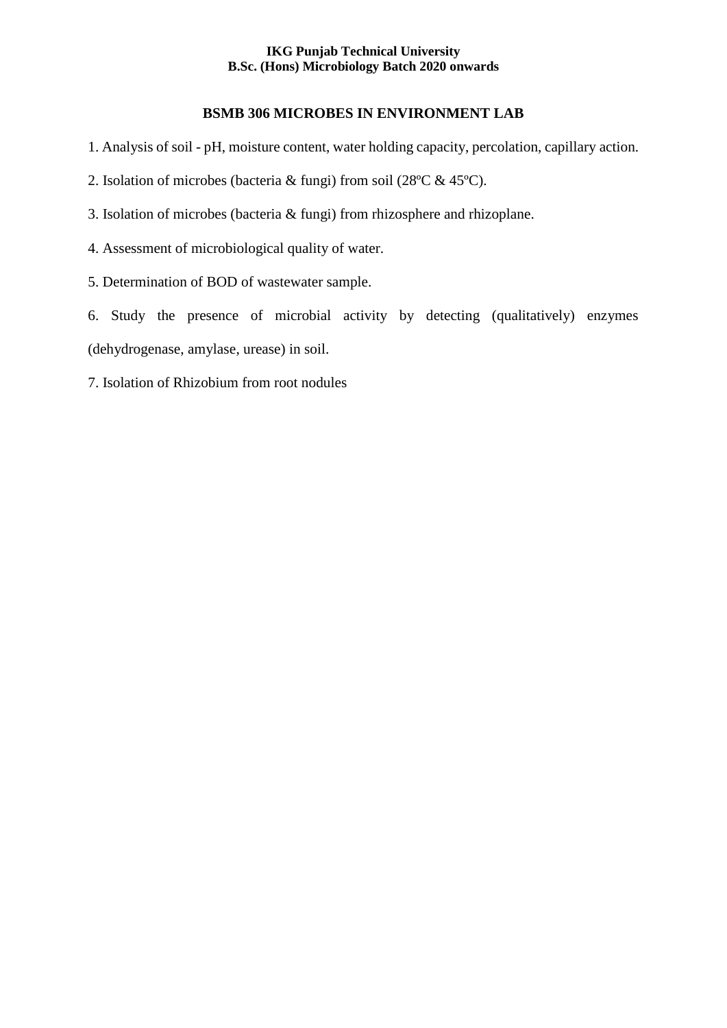## BSMB 306 MICROBES IN ENVIRONMENT LAB

1. Analysis of soil - pH, moisture content, water holding capacity, percolation, capillary action.

2. Isolation of microbes (bacteria & fungi) from soil (28ºC & 45ºC).

3. Isolation of microbes (bacteria & fungi) from rhizosphere and rhizoplane.

4. Assessment of microbiological quality of water.

5. Determination of BOD of wastewater sample.

6. Study the presence of microbial activity by detecting (qualitatively) enzymes (dehydrogenase, amylase, urease) in soil.

7. Isolation of Rhizobium from root nodules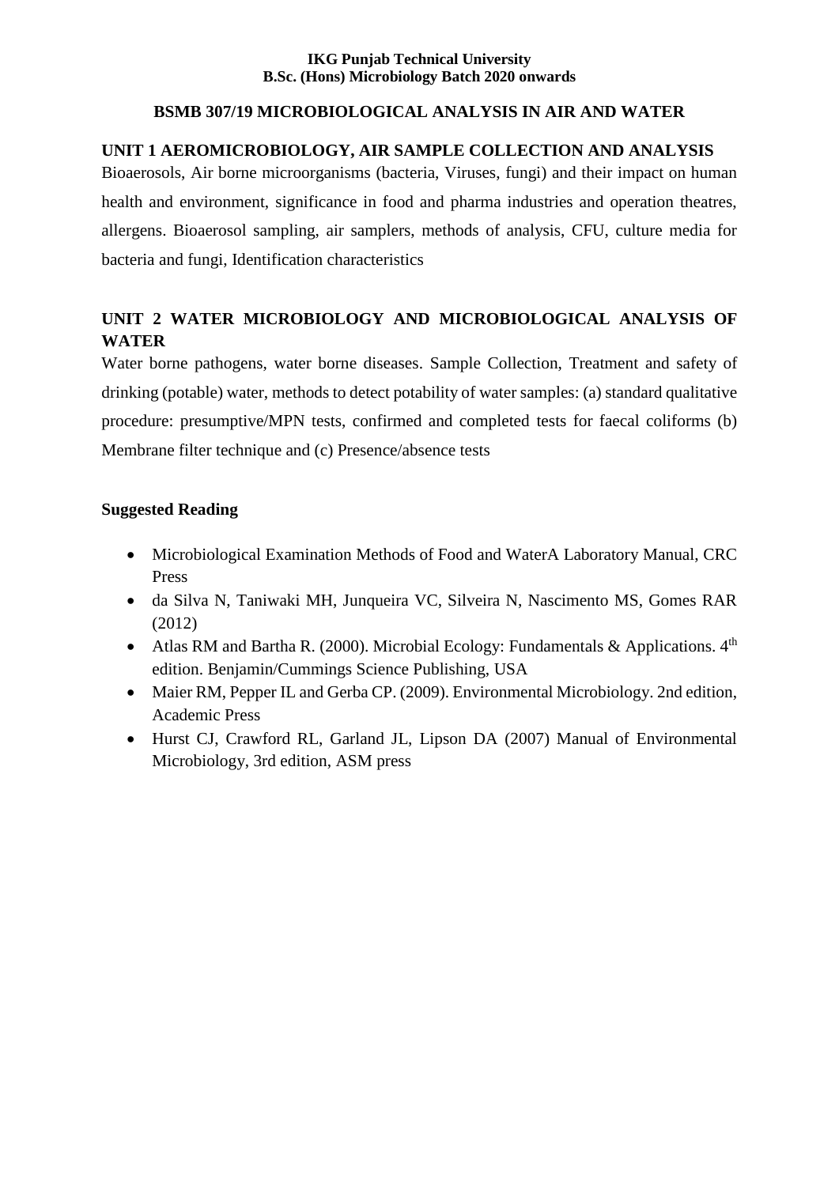**IKG Punjab Technical University**
**B.Sc. (Hons) Microbiology Batch 2020 onwards**

## BSMB 307/19 MICROBIOLOGICAL ANALYSIS IN AIR AND WATER

### UNIT 1 AEROMICROBIOLOGY, AIR SAMPLE COLLECTION AND ANALYSIS

Bioaerosols, Air borne microorganisms (bacteria, Viruses, fungi) and their impact on human health and environment, significance in food and pharma industries and operation theatres, allergens. Bioaerosol sampling, air samplers, methods of analysis, CFU, culture media for bacteria and fungi, Identification characteristics

### UNIT 2 WATER MICROBIOLOGY AND MICROBIOLOGICAL ANALYSIS OF WATER

Water borne pathogens, water borne diseases. Sample Collection, Treatment and safety of drinking (potable) water, methods to detect potability of water samples: (a) standard qualitative procedure: presumptive/MPN tests, confirmed and completed tests for faecal coliforms (b) Membrane filter technique and (c) Presence/absence tests

### Suggested Reading

- Microbiological Examination Methods of Food and WaterA Laboratory Manual, CRC Press
- da Silva N, Taniwaki MH, Junqueira VC, Silveira N, Nascimento MS, Gomes RAR (2012)
- Atlas RM and Bartha R. (2000). Microbial Ecology: Fundamentals & Applications. 4th edition. Benjamin/Cummings Science Publishing, USA
- Maier RM, Pepper IL and Gerba CP. (2009). Environmental Microbiology. 2nd edition, Academic Press
- Hurst CJ, Crawford RL, Garland JL, Lipson DA (2007) Manual of Environmental Microbiology, 3rd edition, ASM press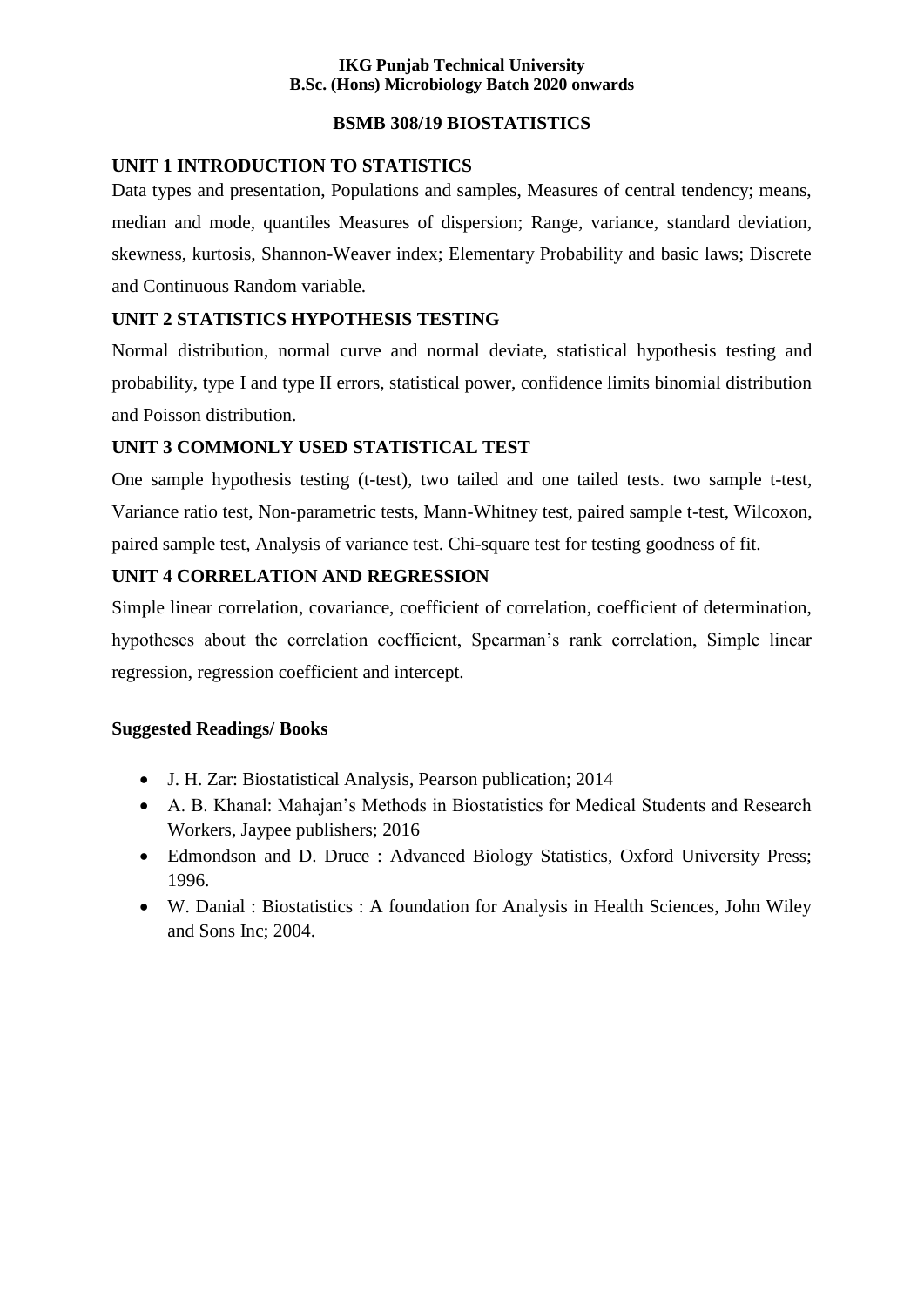**IKG Punjab Technical University**
**B.Sc. (Hons) Microbiology Batch 2020 onwards**

## BSMB 308/19 BIOSTATISTICS

### UNIT 1 INTRODUCTION TO STATISTICS

Data types and presentation, Populations and samples, Measures of central tendency; means, median and mode, quantiles Measures of dispersion; Range, variance, standard deviation, skewness, kurtosis, Shannon-Weaver index; Elementary Probability and basic laws; Discrete and Continuous Random variable.

### UNIT 2 STATISTICS HYPOTHESIS TESTING

Normal distribution, normal curve and normal deviate, statistical hypothesis testing and probability, type I and type II errors, statistical power, confidence limits binomial distribution and Poisson distribution.

### UNIT 3 COMMONLY USED STATISTICAL TEST

One sample hypothesis testing (t-test), two tailed and one tailed tests. two sample t-test, Variance ratio test, Non-parametric tests, Mann-Whitney test, paired sample t-test, Wilcoxon, paired sample test, Analysis of variance test. Chi-square test for testing goodness of fit.

### UNIT 4 CORRELATION AND REGRESSION

Simple linear correlation, covariance, coefficient of correlation, coefficient of determination, hypotheses about the correlation coefficient, Spearman's rank correlation, Simple linear regression, regression coefficient and intercept.

**Suggested Readings/ Books**

- J. H. Zar: Biostatistical Analysis, Pearson publication; 2014
- A. B. Khanal: Mahajan's Methods in Biostatistics for Medical Students and Research Workers, Jaypee publishers; 2016
- Edmondson and D. Druce : Advanced Biology Statistics, Oxford University Press; 1996.
- W. Danial : Biostatistics : A foundation for Analysis in Health Sciences, John Wiley and Sons Inc; 2004.